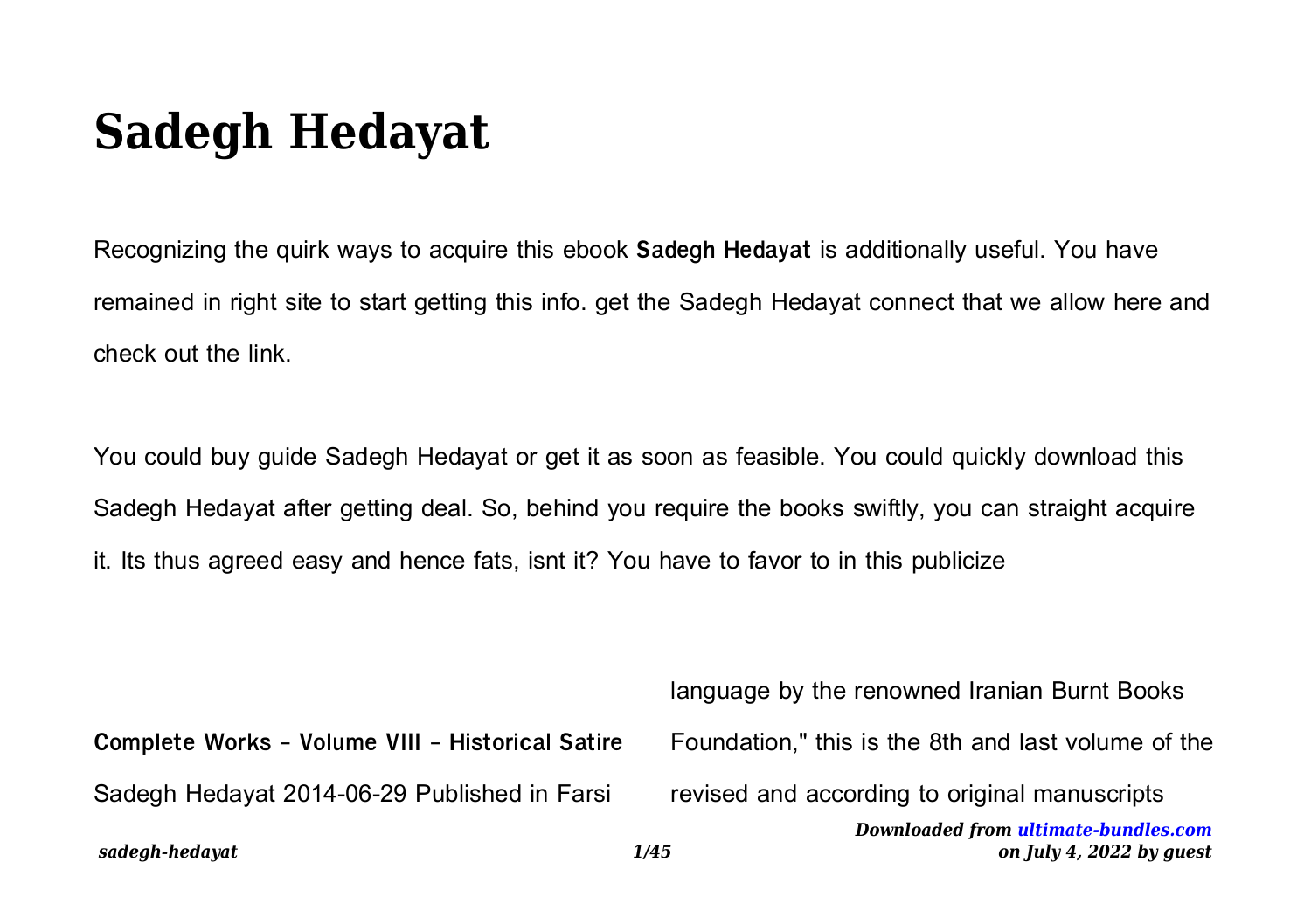# Sadegh Hedayat

Recognizing the quirk ways to acquire this ebook **Sadegh Hedayat** is additionally useful. You have remained in right site to start getting this info. get the Sadegh Hedayat connect that we allow here and check out the link.

You could buy guide Sadegh Hedayat or get it as soon as feasible. You could quickly download this Sadegh Hedayat after getting deal. So, behind you require the books swiftly, you can straight acquire it. Its thus agreed easy and hence fats, isnt it? You have to favor to in this publicize

**Complete Works - Volume VIII - Historical Satire**

Sadegh Hedayat 2014-06-29 Published in Farsi language by the renowned Iranian Burnt Books Foundation," this is the 8th and last volume of the revised and according to original manuscripts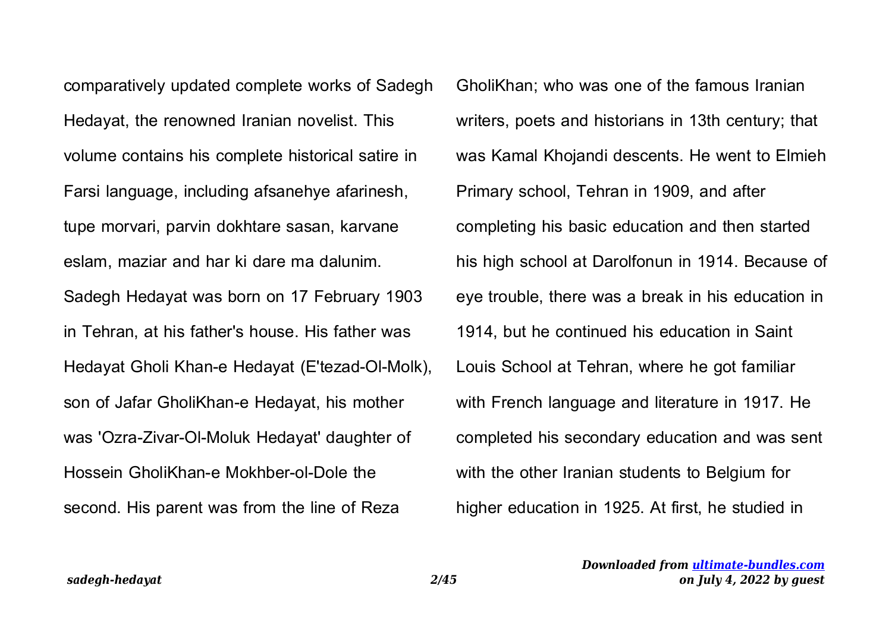comparatively updated complete works of Sadegh Hedayat, the renowned Iranian novelist. This volume contains his complete historical satire in Farsi language, including afsanehye afarinesh, tupe morvari, parvin dokhtare sasan, karvane eslam, maziar and har ki dare ma dalunim. Sadegh Hedayat was born on 17 February 1903 in Tehran, at his father's house. His father was Hedayat Gholi Khan-e Hedayat (E'tezad-Ol-Molk), son of Jafar GholiKhan-e Hedayat, his mother was 'Ozra-Zivar-Ol-Moluk Hedayat' daughter of Hossein GholiKhan-e Mokhber-ol-Dole the second. His parent was from the line of Reza GholiKhan; who was one of the famous Iranian writers, poets and historians in 13th century; that was Kamal Khojandi descents. He went to Elmieh Primary school, Tehran in 1909, and after completing his basic education and then started his high school at Darolfonun in 1914. Because of eye trouble, there was a break in his education in 1914, but he continued his education in Saint Louis School at Tehran, where he got familiar with French language and literature in 1917. He completed his secondary education and was sent with the other Iranian students to Belgium for higher education in 1925. At first, he studied in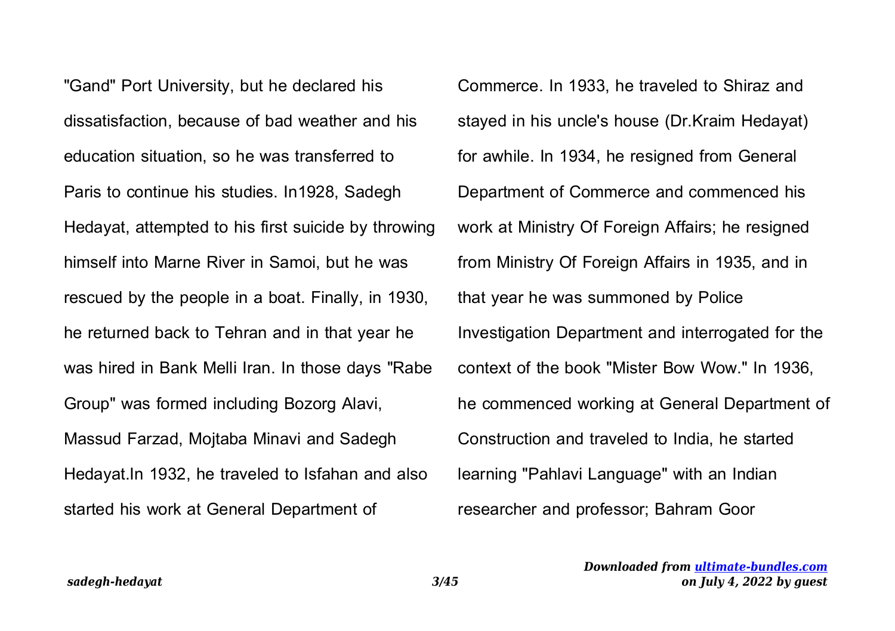"Gand" Port University, but he declared his dissatisfaction, because of bad weather and his education situation, so he was transferred to Paris to continue his studies. In1928, Sadegh Hedayat, attempted to his first suicide by throwing himself into Marne River in Samoi, but he was rescued by the people in a boat. Finally, in 1930, he returned back to Tehran and in that year he was hired in Bank Melli Iran. In those days "Rabe Group" was formed including Bozorg Alavi, Massud Farzad, Mojtaba Minavi and Sadegh Hedayat.In 1932, he traveled to Isfahan and also started his work at General Department of Commerce. In 1933, he traveled to Shiraz and stayed in his uncle's house (Dr.Kraim Hedayat) for awhile. In 1934, he resigned from General Department of Commerce and commenced his work at Ministry Of Foreign Affairs; he resigned from Ministry Of Foreign Affairs in 1935, and in that year he was summoned by Police Investigation Department and interrogated for the context of the book "Mister Bow Wow." In 1936, he commenced working at General Department of Construction and traveled to India, he started learning "Pahlavi Language" with an Indian researcher and professor; Bahram Goor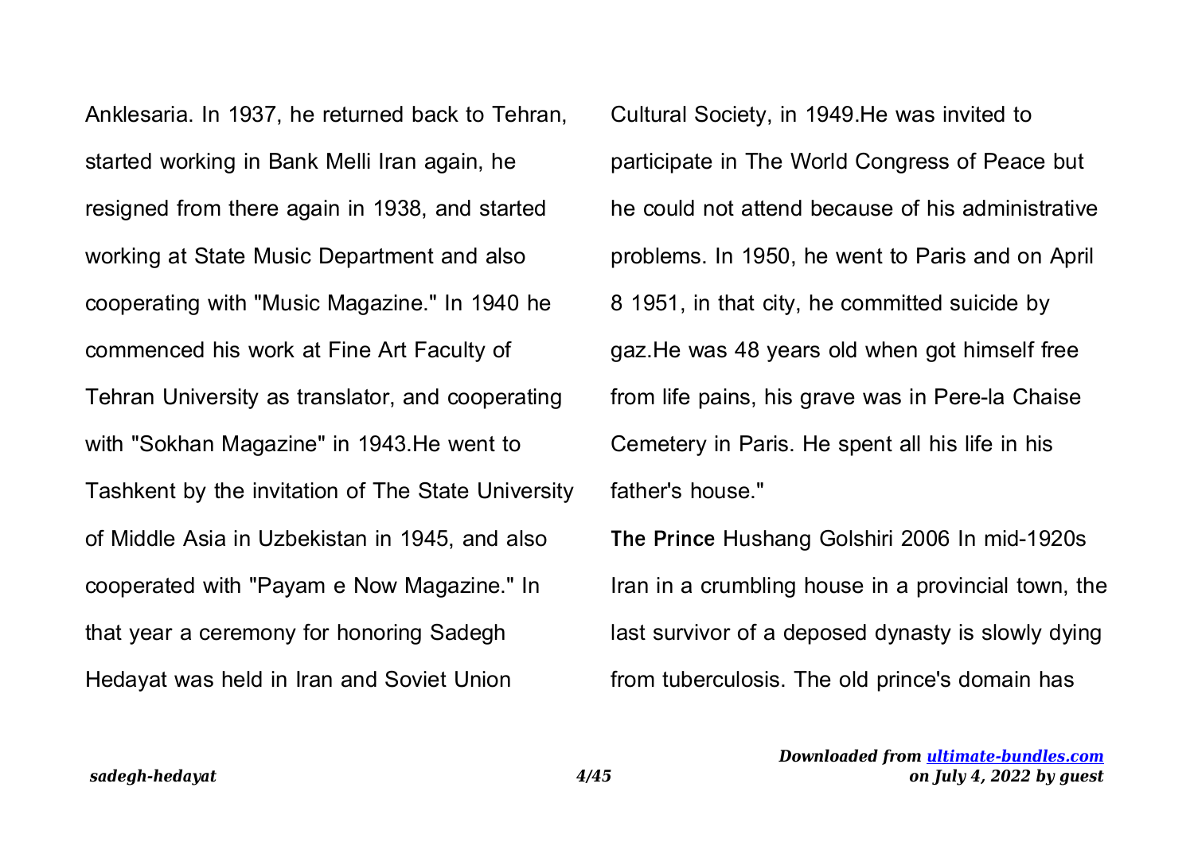Anklesaria. In 1937, he returned back to Tehran, started working in Bank Melli Iran again, he resigned from there again in 1938, and started working at State Music Department and also cooperating with "Music Magazine." In 1940 he commenced his work at Fine Art Faculty of Tehran University as translator, and cooperating with "Sokhan Magazine" in 1943.He went to Tashkent by the invitation of The State University of Middle Asia in Uzbekistan in 1945, and also cooperated with "Payam e Now Magazine." In that year a ceremony for honoring Sadegh Hedayat was held in Iran and Soviet Union Cultural Society, in 1949.He was invited to participate in The World Congress of Peace but he could not attend because of his administrative problems. In 1950, he went to Paris and on April 8 1951, in that city, he committed suicide by gaz.He was 48 years old when got himself free from life pains, his grave was in Pere-la Chaise Cemetery in Paris. He spent all his life in his father's house."

**The Prince** Hushang Golshiri 2006 In mid-1920s Iran in a crumbling house in a provincial town, the last survivor of a deposed dynasty is slowly dying from tuberculosis. The old prince's domain has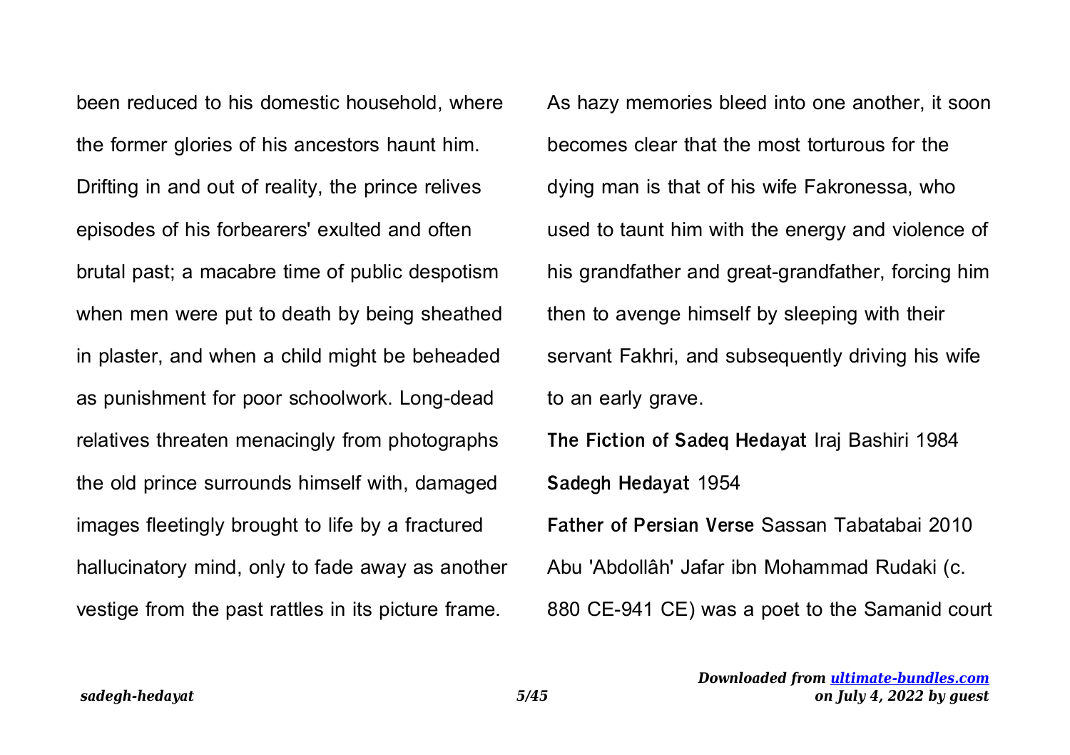been reduced to his domestic household, where the former glories of his ancestors haunt him. Drifting in and out of reality, the prince relives episodes of his forbearers' exulted and often brutal past; a macabre time of public despotism when men were put to death by being sheathed in plaster, and when a child might be beheaded as punishment for poor schoolwork. Long-dead relatives threaten menacingly from photographs the old prince surrounds himself with, damaged images fleetingly brought to life by a fractured hallucinatory mind, only to fade away as another vestige from the past rattles in its picture frame. As hazy memories bleed into one another, it soon becomes clear that the most torturous for the dying man is that of his wife Fakronessa, who used to taunt him with the energy and violence of his grandfather and great-grandfather, forcing him then to avenge himself by sleeping with their servant Fakhri, and subsequently driving his wife to an early grave.

**The Fiction of Sadeq Hedayat** Iraj Bashiri 1984

**Sadegh Hedayat** 1954

**Father of Persian Verse** Sassan Tabatabai 2010 Abu 'Abdollâh' Jafar ibn Mohammad Rudaki (c. 880 CE-941 CE) was a poet to the Samanid court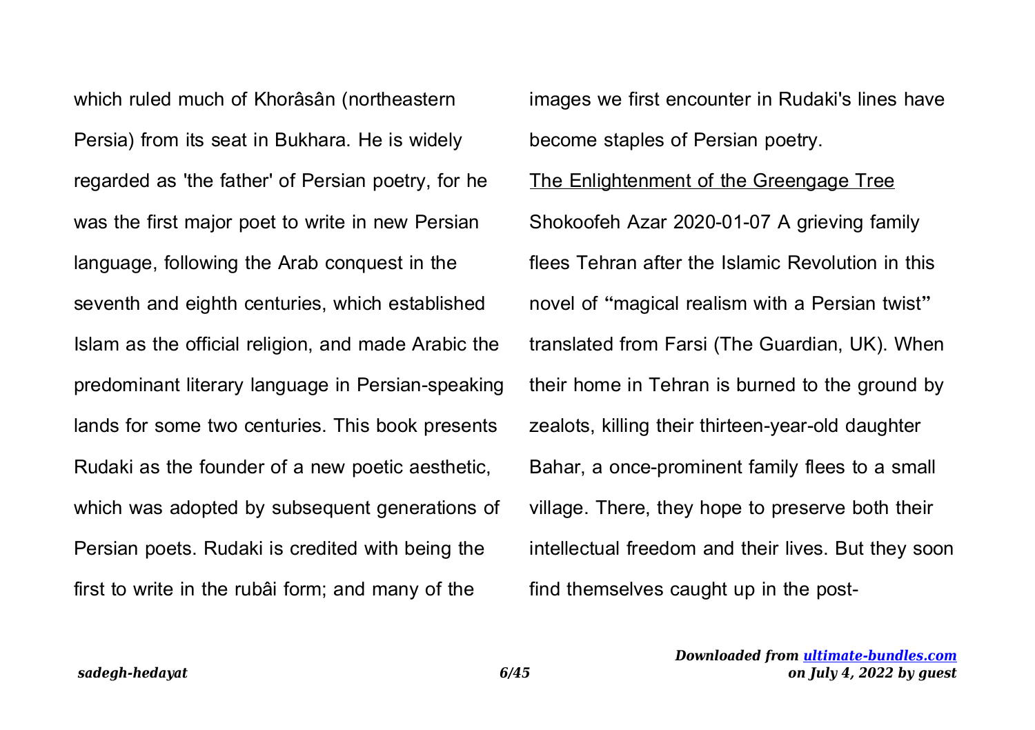which ruled much of Khorâsân (northeastern Persia) from its seat in Bukhara. He is widely regarded as 'the father' of Persian poetry, for he was the first major poet to write in new Persian language, following the Arab conquest in the seventh and eighth centuries, which established Islam as the official religion, and made Arabic the predominant literary language in Persian-speaking lands for some two centuries. This book presents Rudaki as the founder of a new poetic aesthetic, which was adopted by subsequent generations of Persian poets. Rudaki is credited with being the first to write in the rubâi form; and many of the images we first encounter in Rudaki's lines have become staples of Persian poetry.

The Enlightenment of the Greengage Tree

Shokoofeh Azar 2020-01-07 A grieving family flees Tehran after the Islamic Revolution in this novel of "magical realism with a Persian twist" translated from Farsi (The Guardian, UK). When their home in Tehran is burned to the ground by zealots, killing their thirteen-year-old daughter Bahar, a once-prominent family flees to a small village. There, they hope to preserve both their intellectual freedom and their lives. But they soon find themselves caught up in the post-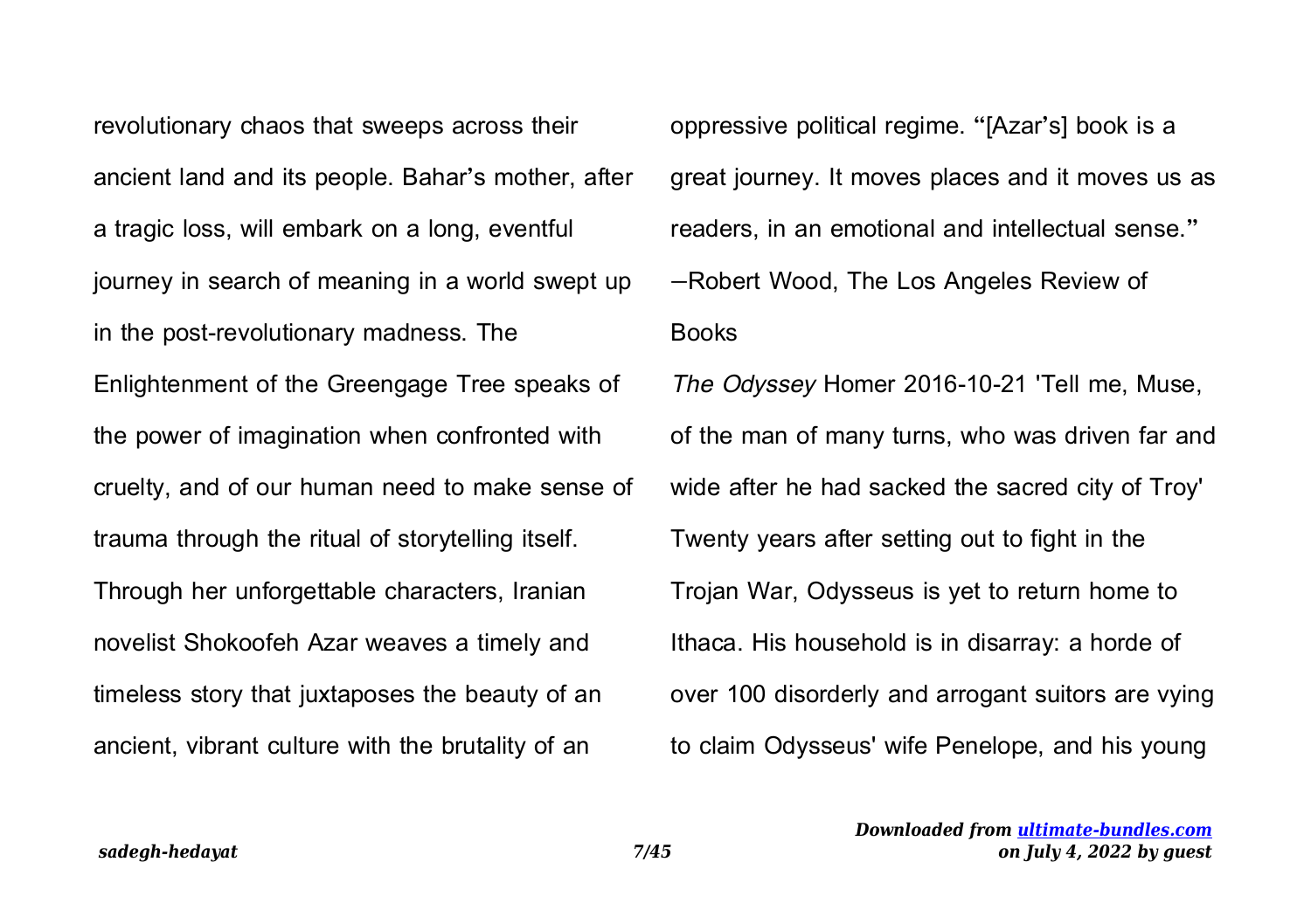revolutionary chaos that sweeps across their ancient land and its people. Bahar's mother, after a tragic loss, will embark on a long, eventful journey in search of meaning in a world swept up in the post-revolutionary madness. The Enlightenment of the Greengage Tree speaks of the power of imagination when confronted with cruelty, and of our human need to make sense of trauma through the ritual of storytelling itself. Through her unforgettable characters, Iranian novelist Shokoofeh Azar weaves a timely and timeless story that juxtaposes the beauty of an ancient, vibrant culture with the brutality of an oppressive political regime. "[Azar's] book is a great journey. It moves places and it moves us as readers, in an emotional and intellectual sense." —Robert Wood, The Los Angeles Review of Books

*The Odyssey* Homer 2016-10-21 'Tell me, Muse, of the man of many turns, who was driven far and wide after he had sacked the sacred city of Troy' Twenty years after setting out to fight in the Trojan War, Odysseus is yet to return home to Ithaca. His household is in disarray: a horde of over 100 disorderly and arrogant suitors are vying to claim Odysseus' wife Penelope, and his young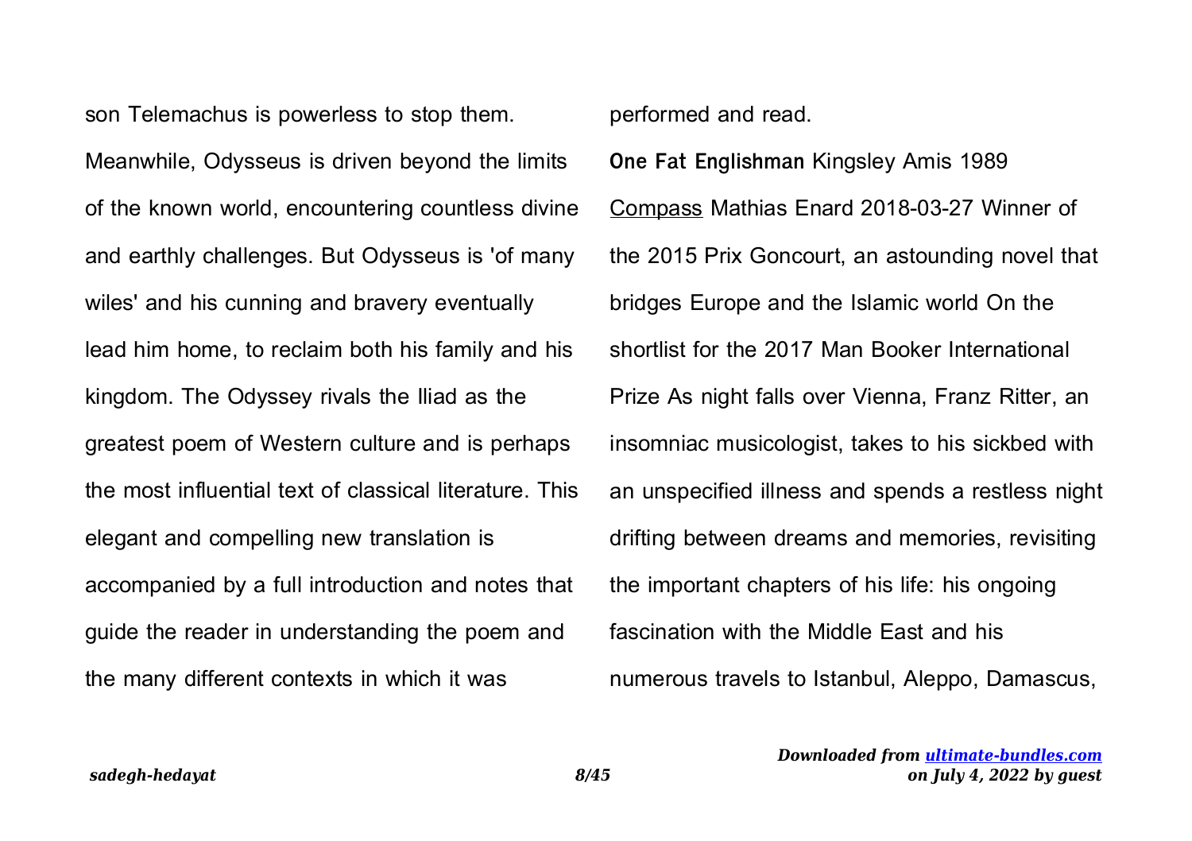son Telemachus is powerless to stop them. Meanwhile, Odysseus is driven beyond the limits of the known world, encountering countless divine and earthly challenges. But Odysseus is 'of many wiles' and his cunning and bravery eventually lead him home, to reclaim both his family and his kingdom. The Odyssey rivals the Iliad as the greatest poem of Western culture and is perhaps the most influential text of classical literature. This elegant and compelling new translation is accompanied by a full introduction and notes that guide the reader in understanding the poem and the many different contexts in which it was performed and read.

**One Fat Englishman** Kingsley Amis 1989

Compass Mathias Enard 2018-03-27 Winner of the 2015 Prix Goncourt, an astounding novel that bridges Europe and the Islamic world On the shortlist for the 2017 Man Booker International Prize As night falls over Vienna, Franz Ritter, an insomniac musicologist, takes to his sickbed with an unspecified illness and spends a restless night drifting between dreams and memories, revisiting the important chapters of his life: his ongoing fascination with the Middle East and his numerous travels to Istanbul, Aleppo, Damascus,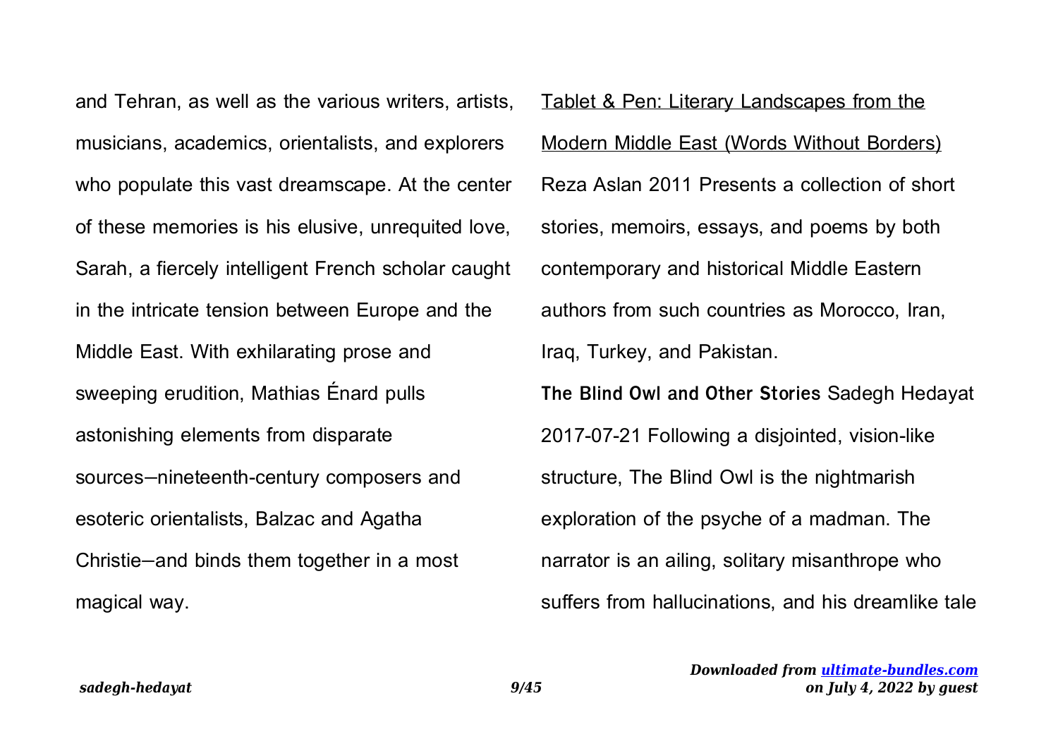and Tehran, as well as the various writers, artists, musicians, academics, orientalists, and explorers who populate this vast dreamscape. At the center of these memories is his elusive, unrequited love, Sarah, a fiercely intelligent French scholar caught in the intricate tension between Europe and the Middle East. With exhilarating prose and sweeping erudition, Mathias Énard pulls astonishing elements from disparate sources—nineteenth-century composers and esoteric orientalists, Balzac and Agatha Christie—and binds them together in a most magical way.

Tablet & Pen: Literary Landscapes from the Modern Middle East (Words Without Borders) Reza Aslan 2011 Presents a collection of short stories, memoirs, essays, and poems by both contemporary and historical Middle Eastern authors from such countries as Morocco, Iran, Iraq, Turkey, and Pakistan.

**The Blind Owl and Other Stories** Sadegh Hedayat 2017-07-21 Following a disjointed, vision-like structure, The Blind Owl is the nightmarish exploration of the psyche of a madman. The narrator is an ailing, solitary misanthrope who suffers from hallucinations, and his dreamlike tale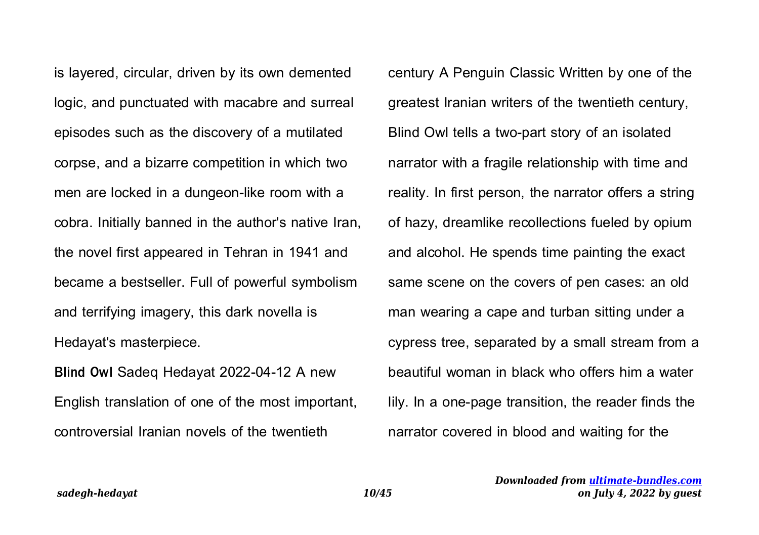is layered, circular, driven by its own demented logic, and punctuated with macabre and surreal episodes such as the discovery of a mutilated corpse, and a bizarre competition in which two men are locked in a dungeon-like room with a cobra. Initially banned in the author's native Iran, the novel first appeared in Tehran in 1941 and became a bestseller. Full of powerful symbolism and terrifying imagery, this dark novella is Hedayat's masterpiece.

**Blind Owl** Sadeq Hedayat 2022-04-12 A new English translation of one of the most important, controversial Iranian novels of the twentieth century A Penguin Classic Written by one of the greatest Iranian writers of the twentieth century, Blind Owl tells a two-part story of an isolated narrator with a fragile relationship with time and reality. In first person, the narrator offers a string of hazy, dreamlike recollections fueled by opium and alcohol. He spends time painting the exact same scene on the covers of pen cases: an old man wearing a cape and turban sitting under a cypress tree, separated by a small stream from a beautiful woman in black who offers him a water lily. In a one-page transition, the reader finds the narrator covered in blood and waiting for the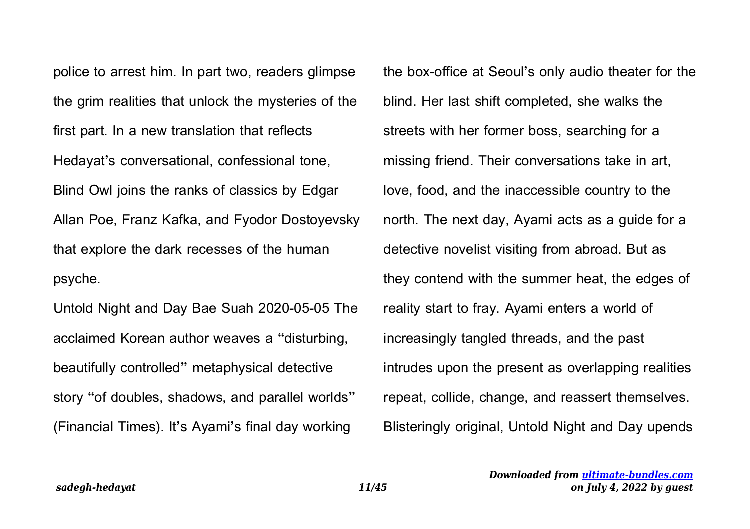police to arrest him. In part two, readers glimpse the grim realities that unlock the mysteries of the first part. In a new translation that reflects Hedayat's conversational, confessional tone, Blind Owl joins the ranks of classics by Edgar Allan Poe, Franz Kafka, and Fyodor Dostoyevsky that explore the dark recesses of the human psyche.

Untold Night and Day Bae Suah 2020-05-05 The acclaimed Korean author weaves a "disturbing, beautifully controlled" metaphysical detective story "of doubles, shadows, and parallel worlds" (Financial Times). It's Ayami's final day working the box-office at Seoul's only audio theater for the blind. Her last shift completed, she walks the streets with her former boss, searching for a missing friend. Their conversations take in art, love, food, and the inaccessible country to the north. The next day, Ayami acts as a guide for a detective novelist visiting from abroad. But as they contend with the summer heat, the edges of reality start to fray. Ayami enters a world of increasingly tangled threads, and the past intrudes upon the present as overlapping realities repeat, collide, change, and reassert themselves. Blisteringly original, Untold Night and Day upends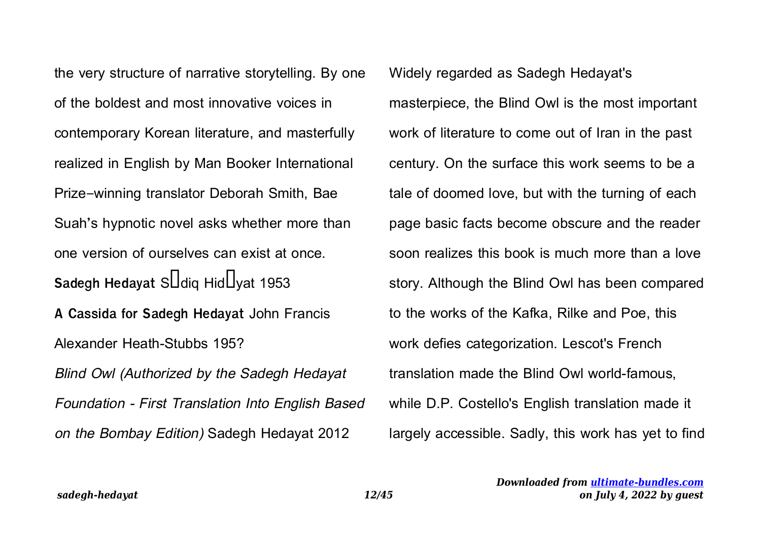the very structure of narrative storytelling. By one of the boldest and most innovative voices in contemporary Korean literature, and masterfully realized in English by Man Booker International Prize–winning translator Deborah Smith, Bae Suah's hypnotic novel asks whether more than one version of ourselves can exist at once.

**Sadegh Hedayat** S□diq Hid□yat 1953

**A Cassida for Sadegh Hedayat** John Francis Alexander Heath-Stubbs 195?

*Blind Owl (Authorized by the Sadegh Hedayat Foundation - First Translation Into English Based on the Bombay Edition)* Sadegh Hedayat 2012

Widely regarded as Sadegh Hedayat's masterpiece, the Blind Owl is the most important work of literature to come out of Iran in the past century. On the surface this work seems to be a tale of doomed love, but with the turning of each page basic facts become obscure and the reader soon realizes this book is much more than a love story. Although the Blind Owl has been compared to the works of the Kafka, Rilke and Poe, this work defies categorization. Lescot's French translation made the Blind Owl world-famous, while D.P. Costello's English translation made it largely accessible. Sadly, this work has yet to find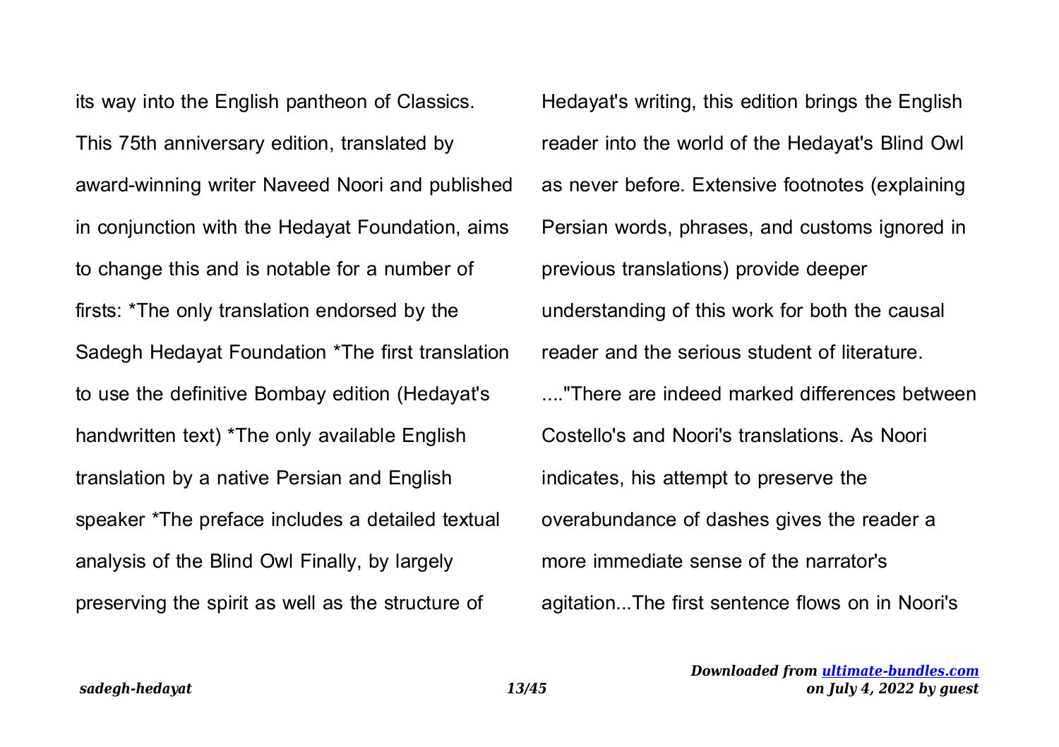its way into the English pantheon of Classics. This 75th anniversary edition, translated by award-winning writer Naveed Noori and published in conjunction with the Hedayat Foundation, aims to change this and is notable for a number of firsts: *The only translation endorsed by the Sadegh Hedayat Foundation *The first translation to use the definitive Bombay edition (Hedayat's handwritten text) *The only available English translation by a native Persian and English speaker *The preface includes a detailed textual analysis of the Blind Owl Finally, by largely preserving the spirit as well as the structure of Hedayat's writing, this edition brings the English reader into the world of the Hedayat's Blind Owl as never before. Extensive footnotes (explaining Persian words, phrases, and customs ignored in previous translations) provide deeper understanding of this work for both the causal reader and the serious student of literature. ...."There are indeed marked differences between Costello's and Noori's translations. As Noori indicates, his attempt to preserve the overabundance of dashes gives the reader a more immediate sense of the narrator's agitation...The first sentence flows on in Noori's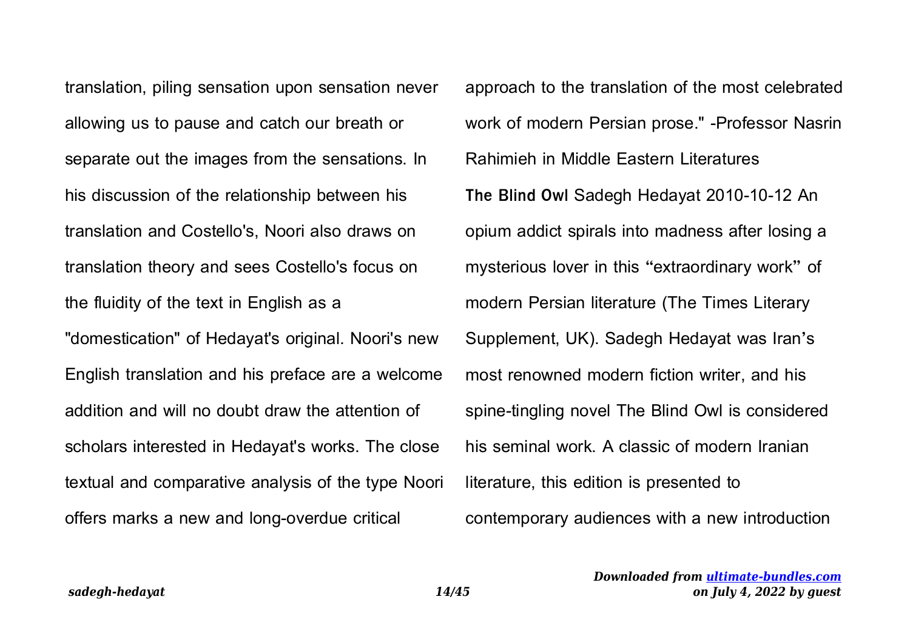translation, piling sensation upon sensation never allowing us to pause and catch our breath or separate out the images from the sensations. In his discussion of the relationship between his translation and Costello's, Noori also draws on translation theory and sees Costello's focus on the fluidity of the text in English as a "domestication" of Hedayat's original. Noori's new English translation and his preface are a welcome addition and will no doubt draw the attention of scholars interested in Hedayat's works. The close textual and comparative analysis of the type Noori offers marks a new and long-overdue critical approach to the translation of the most celebrated work of modern Persian prose." -Professor Nasrin Rahimieh in Middle Eastern Literatures

**The Blind Owl** Sadegh Hedayat 2010-10-12 An opium addict spirals into madness after losing a mysterious lover in this "extraordinary work" of modern Persian literature (The Times Literary Supplement, UK). Sadegh Hedayat was Iran's most renowned modern fiction writer, and his spine-tingling novel The Blind Owl is considered his seminal work. A classic of modern Iranian literature, this edition is presented to contemporary audiences with a new introduction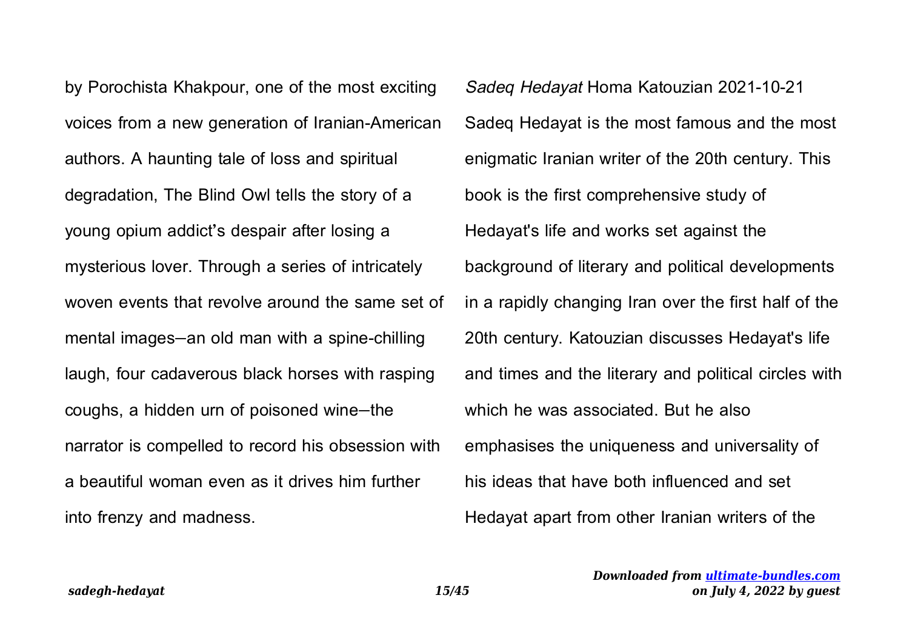by Porochista Khakpour, one of the most exciting voices from a new generation of Iranian-American authors. A haunting tale of loss and spiritual degradation, The Blind Owl tells the story of a young opium addict's despair after losing a mysterious lover. Through a series of intricately woven events that revolve around the same set of mental images—an old man with a spine-chilling laugh, four cadaverous black horses with rasping coughs, a hidden urn of poisoned wine—the narrator is compelled to record his obsession with a beautiful woman even as it drives him further into frenzy and madness.

*Sadeq Hedayat* Homa Katouzian 2021-10-21 Sadeq Hedayat is the most famous and the most enigmatic Iranian writer of the 20th century. This book is the first comprehensive study of Hedayat's life and works set against the background of literary and political developments in a rapidly changing Iran over the first half of the 20th century. Katouzian discusses Hedayat's life and times and the literary and political circles with which he was associated. But he also emphasises the uniqueness and universality of his ideas that have both influenced and set Hedayat apart from other Iranian writers of the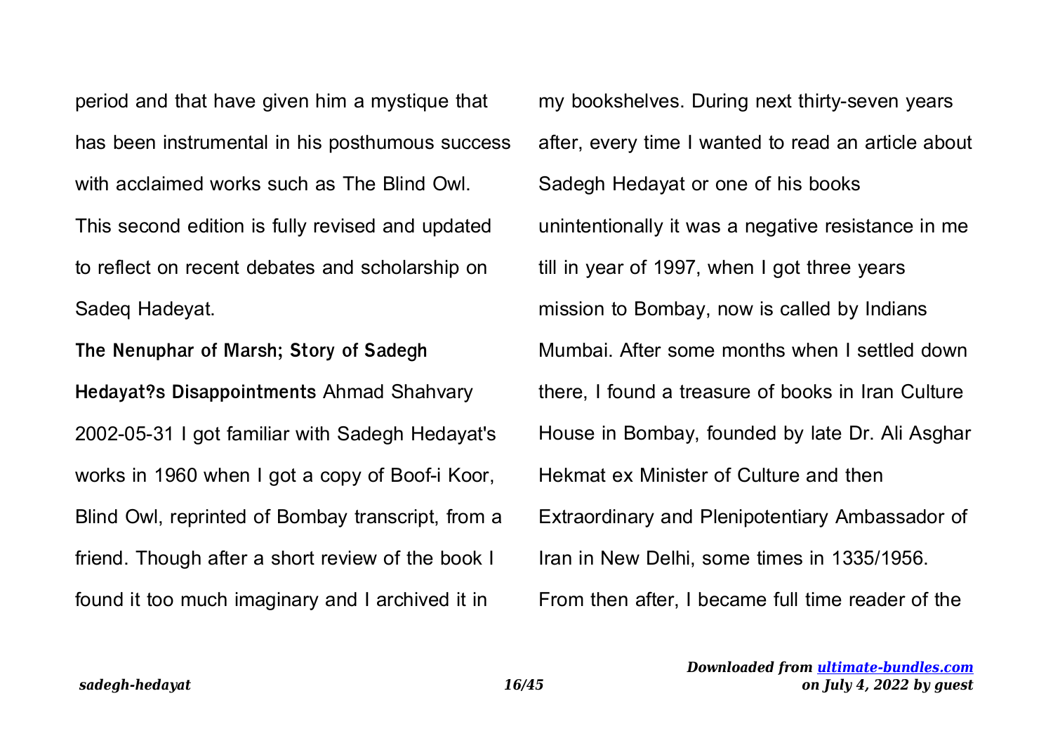period and that have given him a mystique that has been instrumental in his posthumous success with acclaimed works such as The Blind Owl. This second edition is fully revised and updated to reflect on recent debates and scholarship on Sadeq Hadeyat.

**The Nenuphar of Marsh; Story of Sadegh Hedayat?s Disappointments** Ahmad Shahvary 2002-05-31 I got familiar with Sadegh Hedayat's works in 1960 when I got a copy of Boof-i Koor, Blind Owl, reprinted of Bombay transcript, from a friend. Though after a short review of the book I found it too much imaginary and I archived it in my bookshelves. During next thirty-seven years after, every time I wanted to read an article about Sadegh Hedayat or one of his books unintentionally it was a negative resistance in me till in year of 1997, when I got three years mission to Bombay, now is called by Indians Mumbai. After some months when I settled down there, I found a treasure of books in Iran Culture House in Bombay, founded by late Dr. Ali Asghar Hekmat ex Minister of Culture and then Extraordinary and Plenipotentiary Ambassador of Iran in New Delhi, some times in 1335/1956. From then after, I became full time reader of the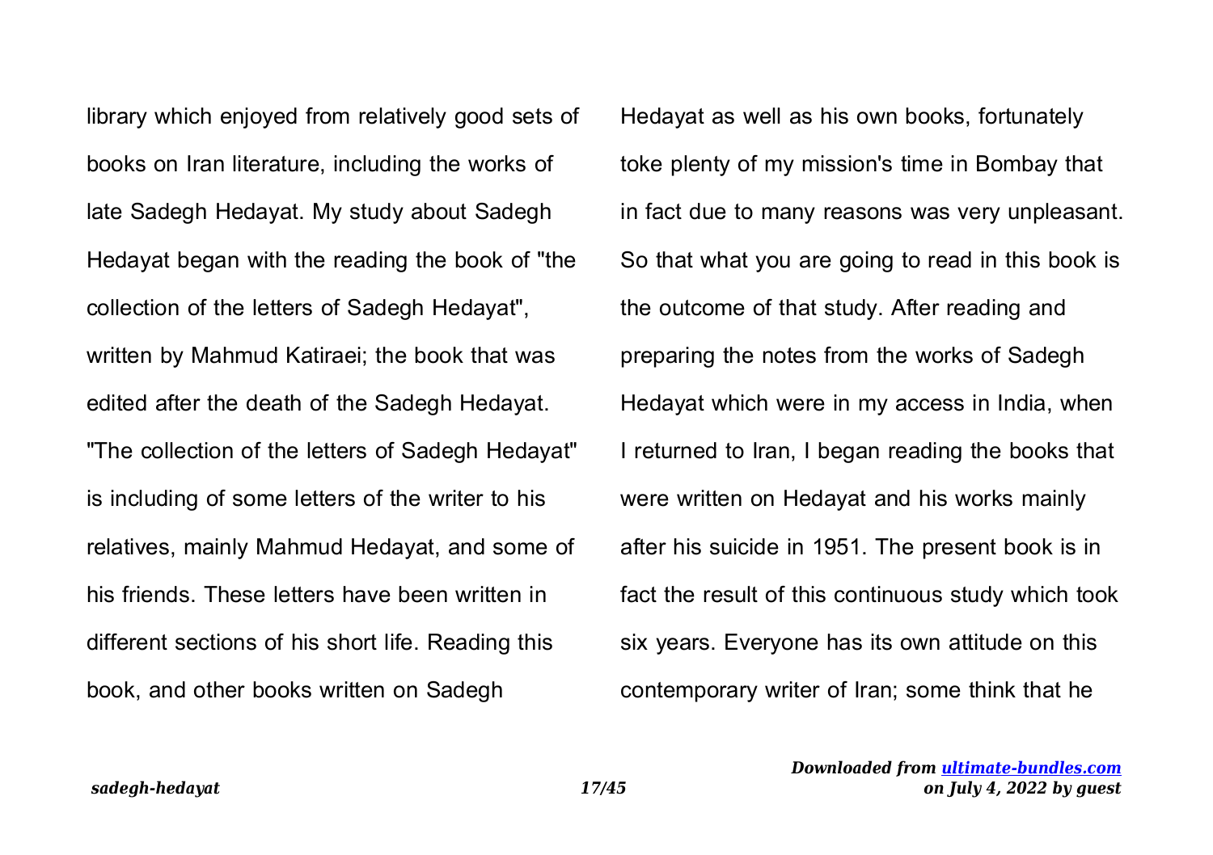library which enjoyed from relatively good sets of books on Iran literature, including the works of late Sadegh Hedayat. My study about Sadegh Hedayat began with the reading the book of "the collection of the letters of Sadegh Hedayat", written by Mahmud Katiraei; the book that was edited after the death of the Sadegh Hedayat. "The collection of the letters of Sadegh Hedayat" is including of some letters of the writer to his relatives, mainly Mahmud Hedayat, and some of his friends. These letters have been written in different sections of his short life. Reading this book, and other books written on Sadegh Hedayat as well as his own books, fortunately toke plenty of my mission's time in Bombay that in fact due to many reasons was very unpleasant. So that what you are going to read in this book is the outcome of that study. After reading and preparing the notes from the works of Sadegh Hedayat which were in my access in India, when I returned to Iran, I began reading the books that were written on Hedayat and his works mainly after his suicide in 1951. The present book is in fact the result of this continuous study which took six years. Everyone has its own attitude on this contemporary writer of Iran; some think that he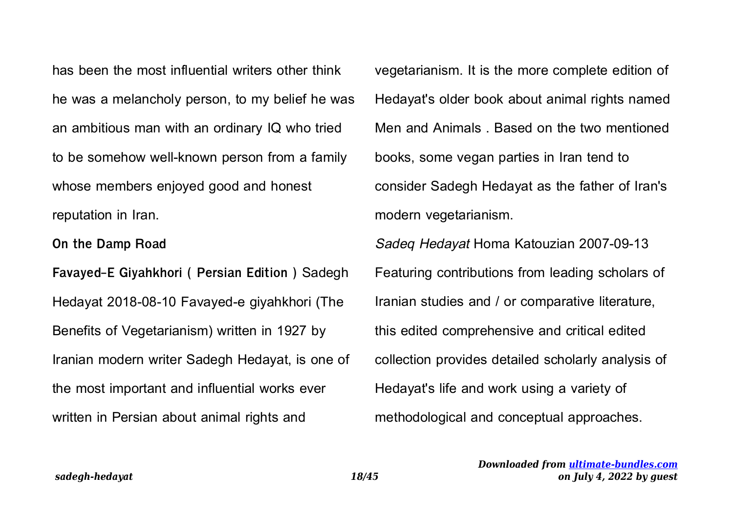has been the most influential writers other think he was a melancholy person, to my belief he was an ambitious man with an ordinary IQ who tried to be somehow well-known person from a family whose members enjoyed good and honest reputation in Iran.

**On the Damp Road**

**Favayed-E Giyahkhori ( Persian Edition )** Sadegh Hedayat 2018-08-10 Favayed-e giyahkhori (The Benefits of Vegetarianism) written in 1927 by Iranian modern writer Sadegh Hedayat, is one of the most important and influential works ever written in Persian about animal rights and vegetarianism. It is the more complete edition of Hedayat's older book about animal rights named Men and Animals . Based on the two mentioned books, some vegan parties in Iran tend to consider Sadegh Hedayat as the father of Iran's modern vegetarianism.

*Sadeq Hedayat* Homa Katouzian 2007-09-13 Featuring contributions from leading scholars of Iranian studies and / or comparative literature, this edited comprehensive and critical edited collection provides detailed scholarly analysis of Hedayat's life and work using a variety of methodological and conceptual approaches.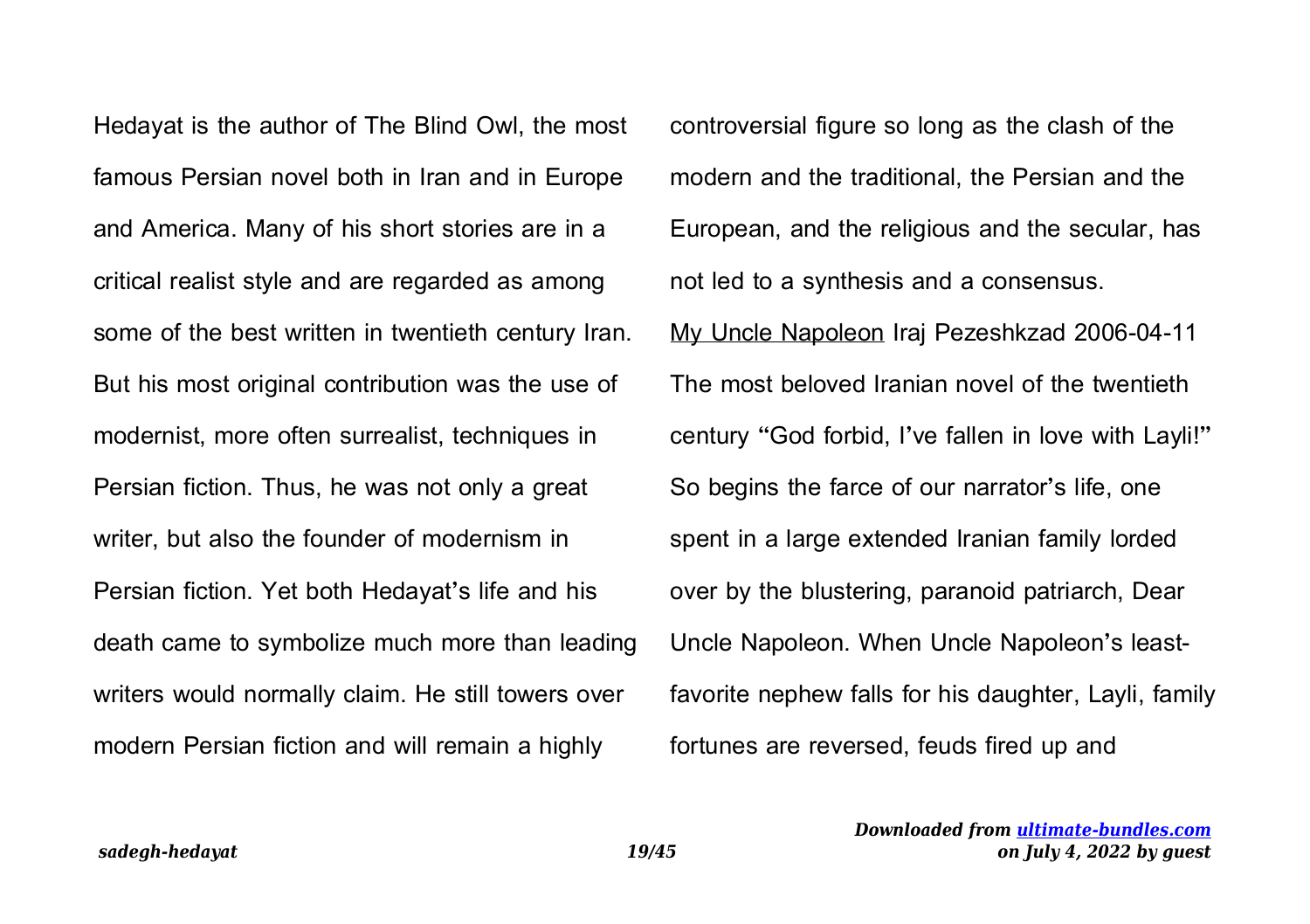Hedayat is the author of The Blind Owl, the most famous Persian novel both in Iran and in Europe and America. Many of his short stories are in a critical realist style and are regarded as among some of the best written in twentieth century Iran. But his most original contribution was the use of modernist, more often surrealist, techniques in Persian fiction. Thus, he was not only a great writer, but also the founder of modernism in Persian fiction. Yet both Hedayat's life and his death came to symbolize much more than leading writers would normally claim. He still towers over modern Persian fiction and will remain a highly controversial figure so long as the clash of the modern and the traditional, the Persian and the European, and the religious and the secular, has not led to a synthesis and a consensus.

My Uncle Napoleon Iraj Pezeshkzad 2006-04-11 The most beloved Iranian novel of the twentieth century "God forbid, I've fallen in love with Layli!" So begins the farce of our narrator's life, one spent in a large extended Iranian family lorded over by the blustering, paranoid patriarch, Dear Uncle Napoleon. When Uncle Napoleon's least-favorite nephew falls for his daughter, Layli, family fortunes are reversed, feuds fired up and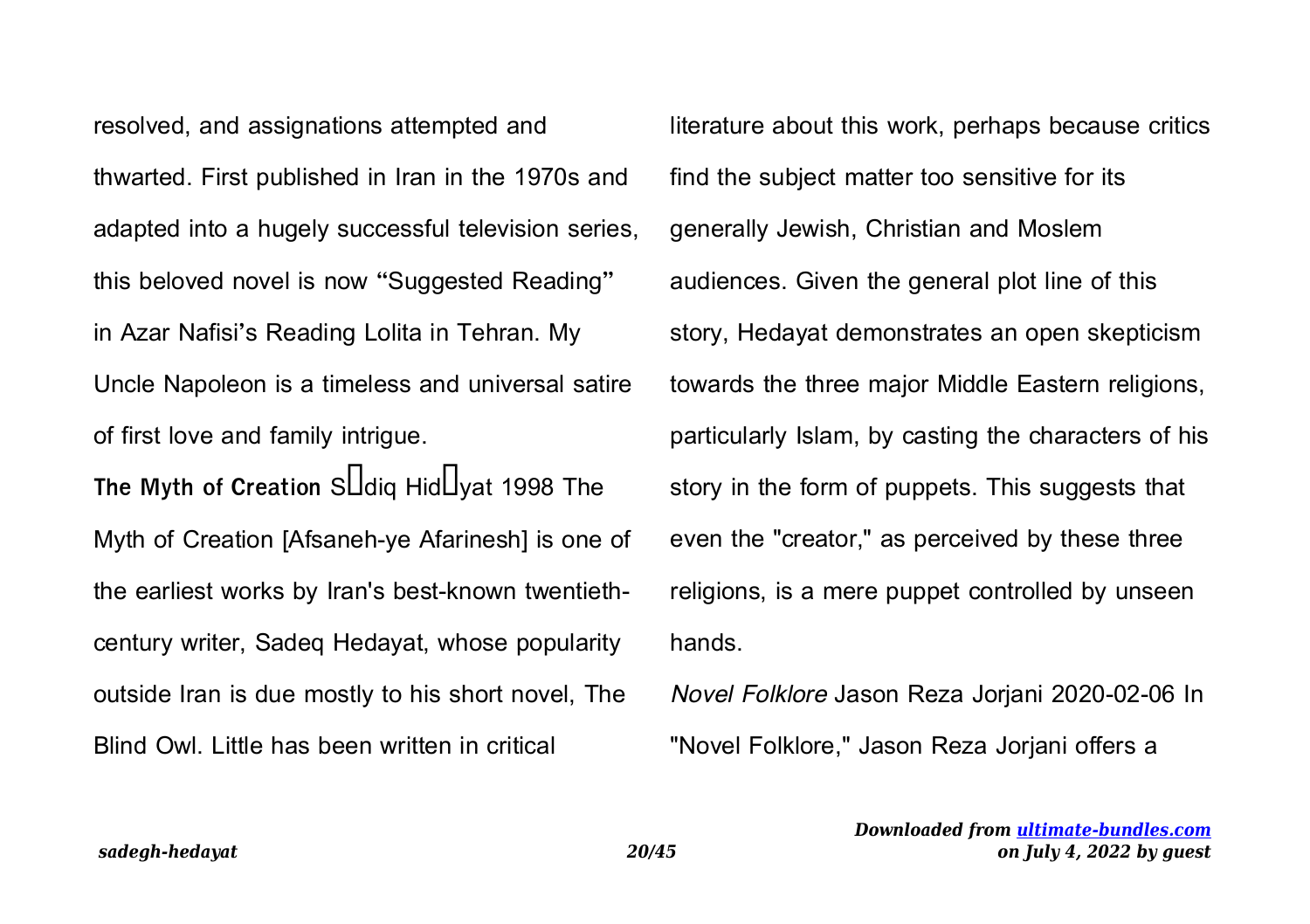resolved, and assignations attempted and thwarted. First published in Iran in the 1970s and adapted into a hugely successful television series, this beloved novel is now “Suggested Reading” in Azar Nafisi’s Reading Lolita in Tehran. My Uncle Napoleon is a timeless and universal satire of first love and family intrigue.

**The Myth of Creation** S�diq Hid�yat 1998 The Myth of Creation [Afsaneh-ye Afarinesh] is one of the earliest works by Iran's best-known twentieth-century writer, Sadeq Hedayat, whose popularity outside Iran is due mostly to his short novel, The Blind Owl. Little has been written in critical literature about this work, perhaps because critics find the subject matter too sensitive for its generally Jewish, Christian and Moslem audiences. Given the general plot line of this story, Hedayat demonstrates an open skepticism towards the three major Middle Eastern religions, particularly Islam, by casting the characters of his story in the form of puppets. This suggests that even the "creator," as perceived by these three religions, is a mere puppet controlled by unseen hands.

*Novel Folklore* Jason Reza Jorjani 2020-02-06 In "Novel Folklore," Jason Reza Jorjani offers a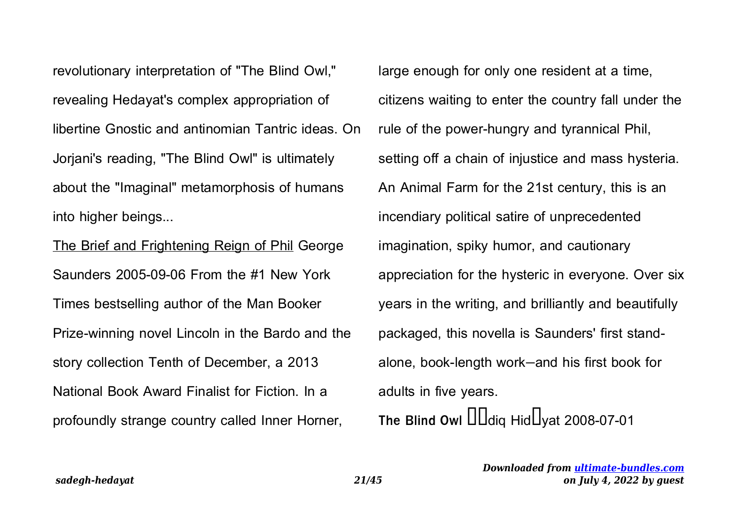revolutionary interpretation of "The Blind Owl," revealing Hedayat's complex appropriation of libertine Gnostic and antinomian Tantric ideas. On Jorjani's reading, "The Blind Owl" is ultimately about the "Imaginal" metamorphosis of humans into higher beings...

The Brief and Frightening Reign of Phil George Saunders 2005-09-06 From the #1 New York Times bestselling author of the Man Booker Prize-winning novel Lincoln in the Bardo and the story collection Tenth of December, a 2013 National Book Award Finalist for Fiction. In a profoundly strange country called Inner Horner, large enough for only one resident at a time, citizens waiting to enter the country fall under the rule of the power-hungry and tyrannical Phil, setting off a chain of injustice and mass hysteria. An Animal Farm for the 21st century, this is an incendiary political satire of unprecedented imagination, spiky humor, and cautionary appreciation for the hysteric in everyone. Over six years in the writing, and brilliantly and beautifully packaged, this novella is Saunders' first stand-alone, book-length work—and his first book for adults in five years.

**The Blind Owl** ��diq Hid�yat 2008-07-01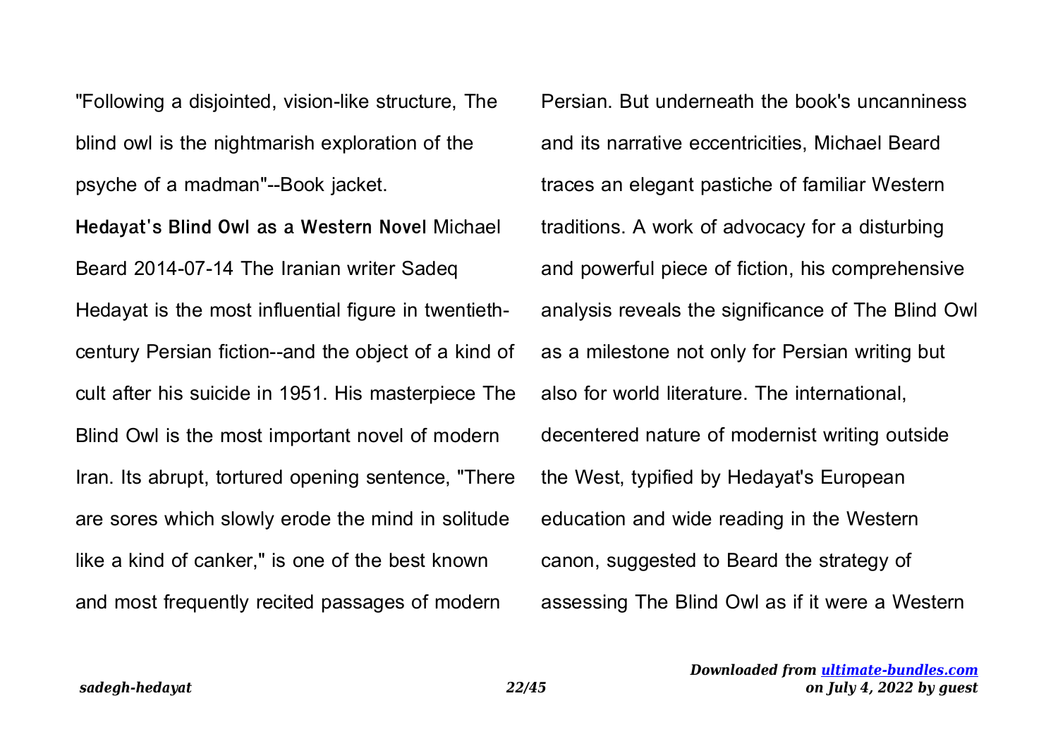"Following a disjointed, vision-like structure, The blind owl is the nightmarish exploration of the psyche of a madman"--Book jacket.

**Hedayat's Blind Owl as a Western Novel** Michael Beard 2014-07-14 The Iranian writer Sadeq Hedayat is the most influential figure in twentieth-century Persian fiction--and the object of a kind of cult after his suicide in 1951. His masterpiece The Blind Owl is the most important novel of modern Iran. Its abrupt, tortured opening sentence, "There are sores which slowly erode the mind in solitude like a kind of canker," is one of the best known and most frequently recited passages of modern Persian. But underneath the book's uncanniness and its narrative eccentricities, Michael Beard traces an elegant pastiche of familiar Western traditions. A work of advocacy for a disturbing and powerful piece of fiction, his comprehensive analysis reveals the significance of The Blind Owl as a milestone not only for Persian writing but also for world literature. The international, decentered nature of modernist writing outside the West, typified by Hedayat's European education and wide reading in the Western canon, suggested to Beard the strategy of assessing The Blind Owl as if it were a Western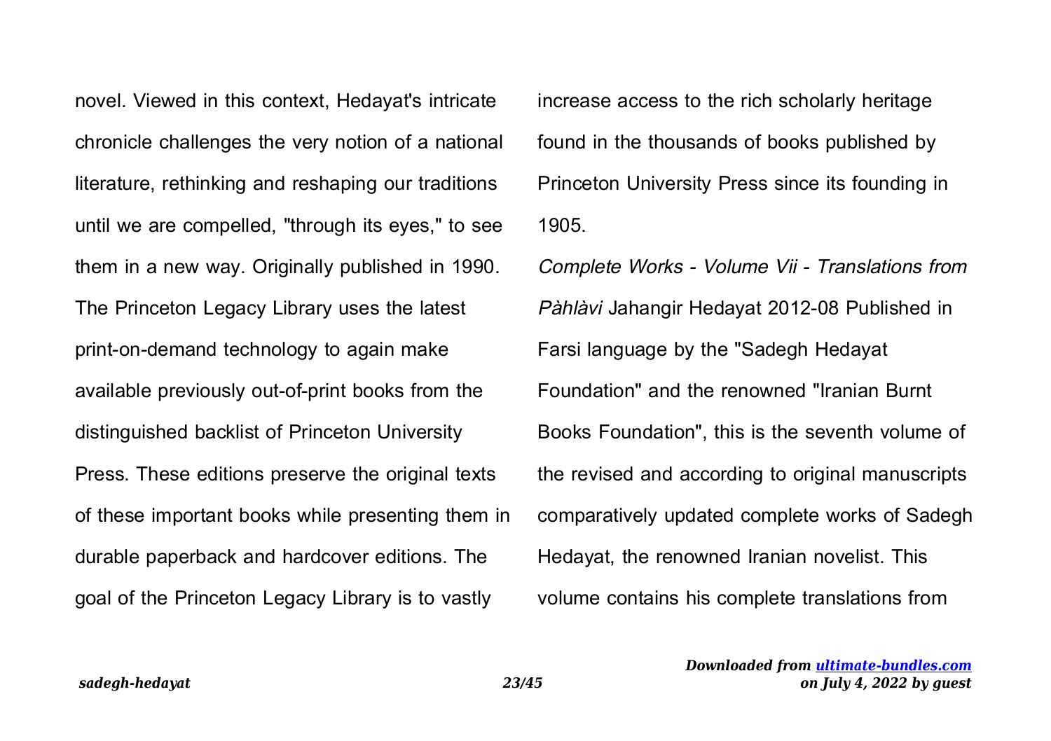novel. Viewed in this context, Hedayat's intricate chronicle challenges the very notion of a national literature, rethinking and reshaping our traditions until we are compelled, "through its eyes," to see them in a new way. Originally published in 1990. The Princeton Legacy Library uses the latest print-on-demand technology to again make available previously out-of-print books from the distinguished backlist of Princeton University Press. These editions preserve the original texts of these important books while presenting them in durable paperback and hardcover editions. The goal of the Princeton Legacy Library is to vastly increase access to the rich scholarly heritage found in the thousands of books published by Princeton University Press since its founding in 1905.

*Complete Works - Volume Vii - Translations from Pàhlàvi* Jahangir Hedayat 2012-08 Published in Farsi language by the "Sadegh Hedayat Foundation" and the renowned "Iranian Burnt Books Foundation", this is the seventh volume of the revised and according to original manuscripts comparatively updated complete works of Sadegh Hedayat, the renowned Iranian novelist. This volume contains his complete translations from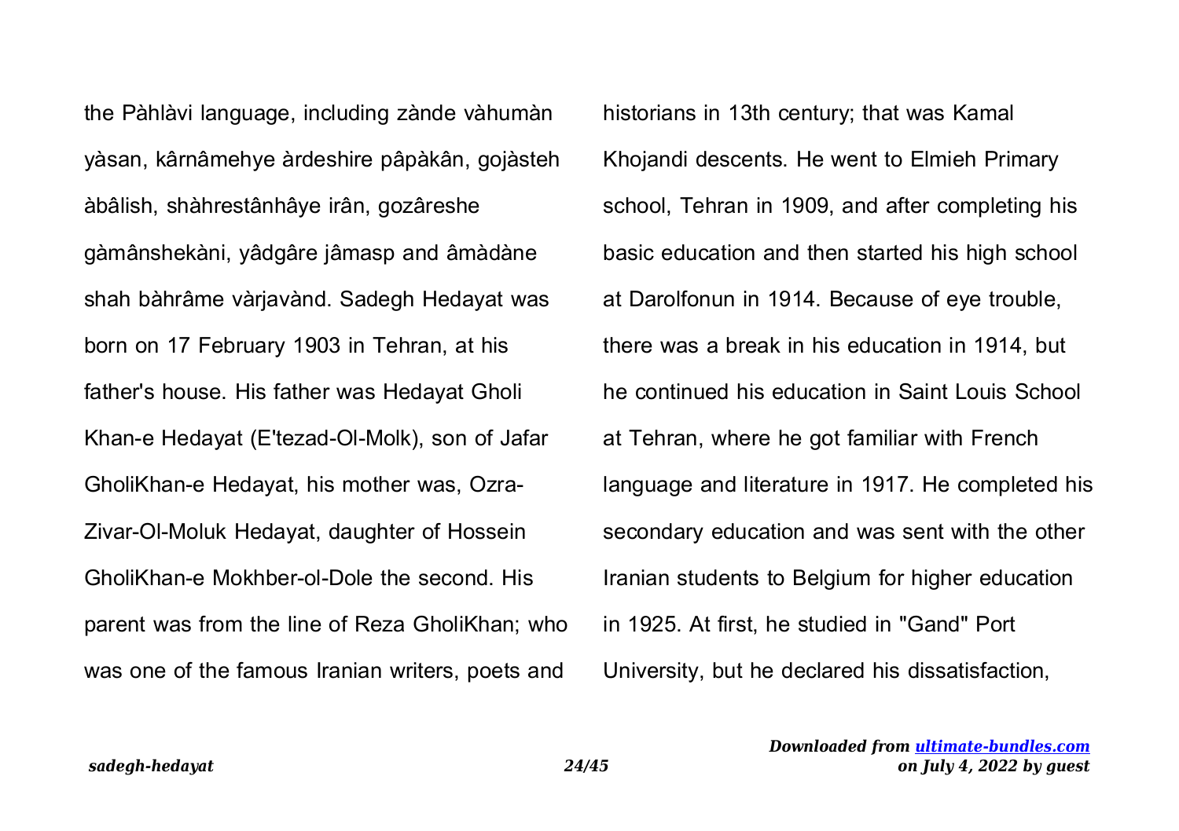the Pàhlàvi language, including zànde vàhumàn yàsan, kârnâmehye àrdeshire pâpàkân, gojàsteh àbâlish, shàhrestânhâye irân, gozâreshe gàmânshekàni, yâdgâre jâmasp and âmàdàne shah bàhrâme vàrjavànd. Sadegh Hedayat was born on 17 February 1903 in Tehran, at his father's house. His father was Hedayat Gholi Khan-e Hedayat (E'tezad-Ol-Molk), son of Jafar GholiKhan-e Hedayat, his mother was, Ozra-Zivar-Ol-Moluk Hedayat, daughter of Hossein GholiKhan-e Mokhber-ol-Dole the second. His parent was from the line of Reza GholiKhan; who was one of the famous Iranian writers, poets and historians in 13th century; that was Kamal Khojandi descents. He went to Elmieh Primary school, Tehran in 1909, and after completing his basic education and then started his high school at Darolfonun in 1914. Because of eye trouble, there was a break in his education in 1914, but he continued his education in Saint Louis School at Tehran, where he got familiar with French language and literature in 1917. He completed his secondary education and was sent with the other Iranian students to Belgium for higher education in 1925. At first, he studied in "Gand" Port University, but he declared his dissatisfaction,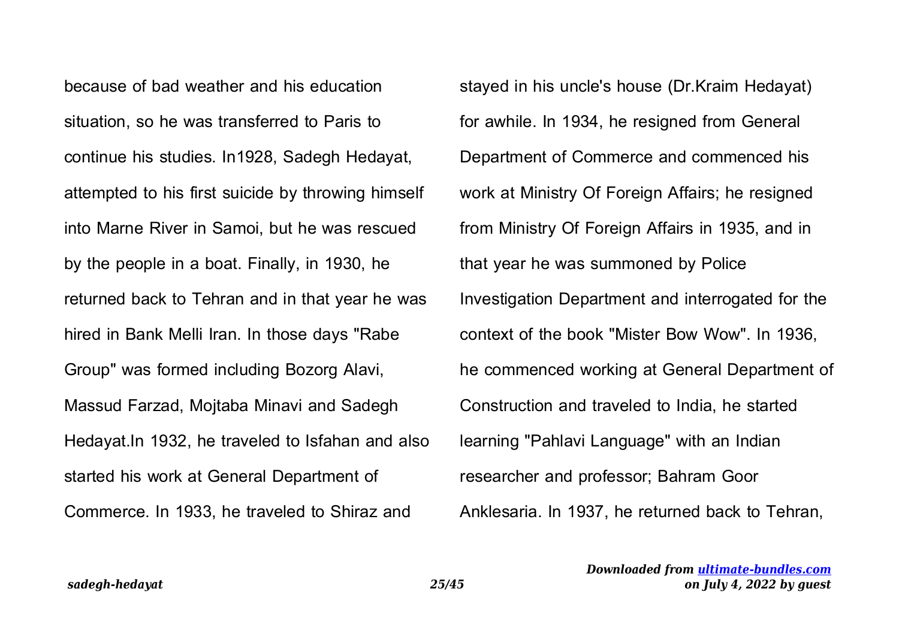because of bad weather and his education situation, so he was transferred to Paris to continue his studies. In1928, Sadegh Hedayat, attempted to his first suicide by throwing himself into Marne River in Samoi, but he was rescued by the people in a boat. Finally, in 1930, he returned back to Tehran and in that year he was hired in Bank Melli Iran. In those days "Rabe Group" was formed including Bozorg Alavi, Massud Farzad, Mojtaba Minavi and Sadegh Hedayat.In 1932, he traveled to Isfahan and also started his work at General Department of Commerce. In 1933, he traveled to Shiraz and stayed in his uncle's house (Dr.Kraim Hedayat) for awhile. In 1934, he resigned from General Department of Commerce and commenced his work at Ministry Of Foreign Affairs; he resigned from Ministry Of Foreign Affairs in 1935, and in that year he was summoned by Police Investigation Department and interrogated for the context of the book "Mister Bow Wow". In 1936, he commenced working at General Department of Construction and traveled to India, he started learning "Pahlavi Language" with an Indian researcher and professor; Bahram Goor Anklesaria. In 1937, he returned back to Tehran,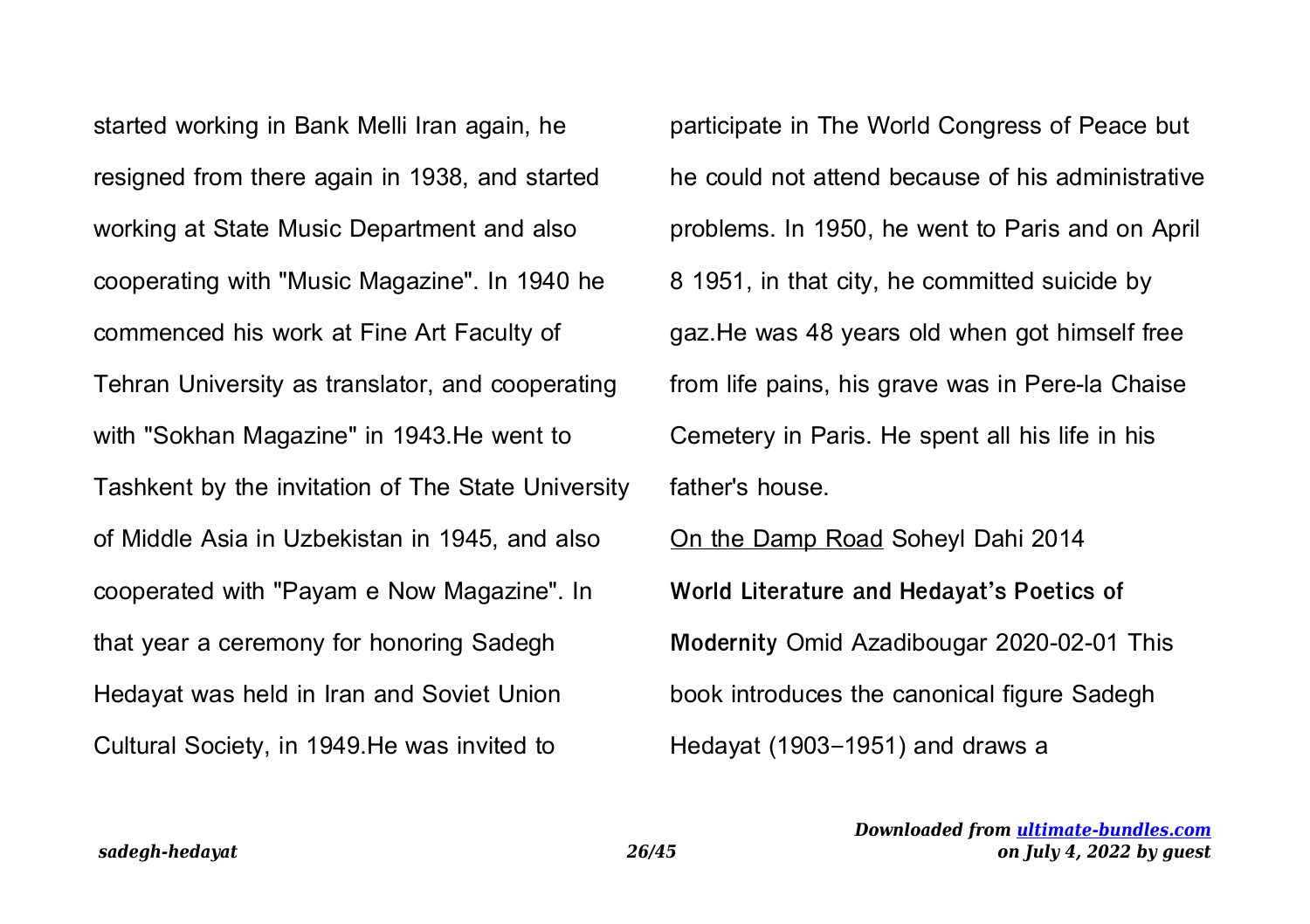started working in Bank Melli Iran again, he resigned from there again in 1938, and started working at State Music Department and also cooperating with "Music Magazine". In 1940 he commenced his work at Fine Art Faculty of Tehran University as translator, and cooperating with "Sokhan Magazine" in 1943.He went to Tashkent by the invitation of The State University of Middle Asia in Uzbekistan in 1945, and also cooperated with "Payam e Now Magazine". In that year a ceremony for honoring Sadegh Hedayat was held in Iran and Soviet Union Cultural Society, in 1949.He was invited to participate in The World Congress of Peace but he could not attend because of his administrative problems. In 1950, he went to Paris and on April 8 1951, in that city, he committed suicide by gaz.He was 48 years old when got himself free from life pains, his grave was in Pere-la Chaise Cemetery in Paris. He spent all his life in his father's house.

On the Damp Road Soheyl Dahi 2014

**World Literature and Hedayat's Poetics of Modernity** Omid Azadibougar 2020-02-01 This book introduces the canonical figure Sadegh Hedayat (1903–1951) and draws a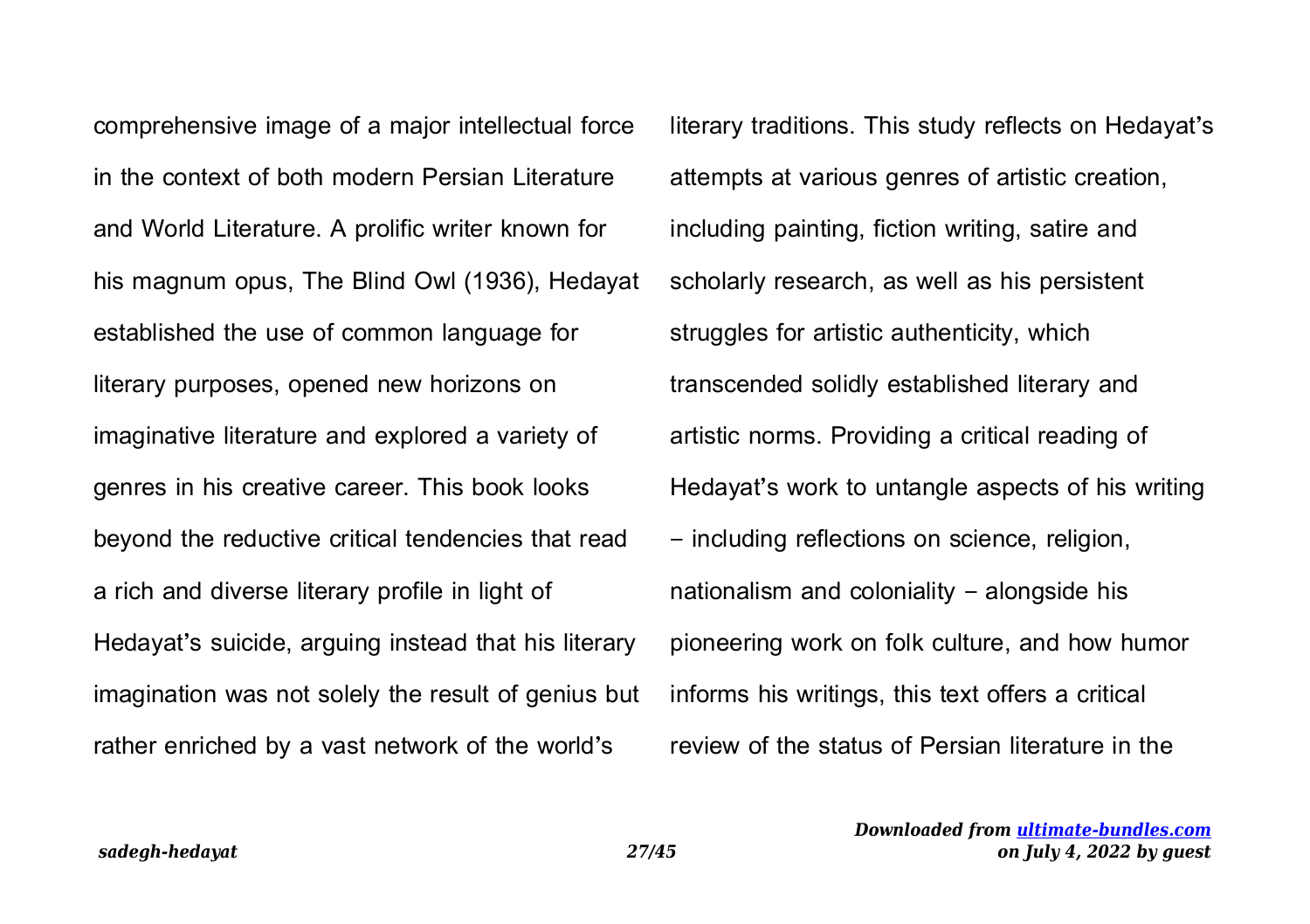comprehensive image of a major intellectual force in the context of both modern Persian Literature and World Literature. A prolific writer known for his magnum opus, The Blind Owl (1936), Hedayat established the use of common language for literary purposes, opened new horizons on imaginative literature and explored a variety of genres in his creative career. This book looks beyond the reductive critical tendencies that read a rich and diverse literary profile in light of Hedayat's suicide, arguing instead that his literary imagination was not solely the result of genius but rather enriched by a vast network of the world's literary traditions. This study reflects on Hedayat's attempts at various genres of artistic creation, including painting, fiction writing, satire and scholarly research, as well as his persistent struggles for artistic authenticity, which transcended solidly established literary and artistic norms. Providing a critical reading of Hedayat's work to untangle aspects of his writing – including reflections on science, religion, nationalism and coloniality – alongside his pioneering work on folk culture, and how humor informs his writings, this text offers a critical review of the status of Persian literature in the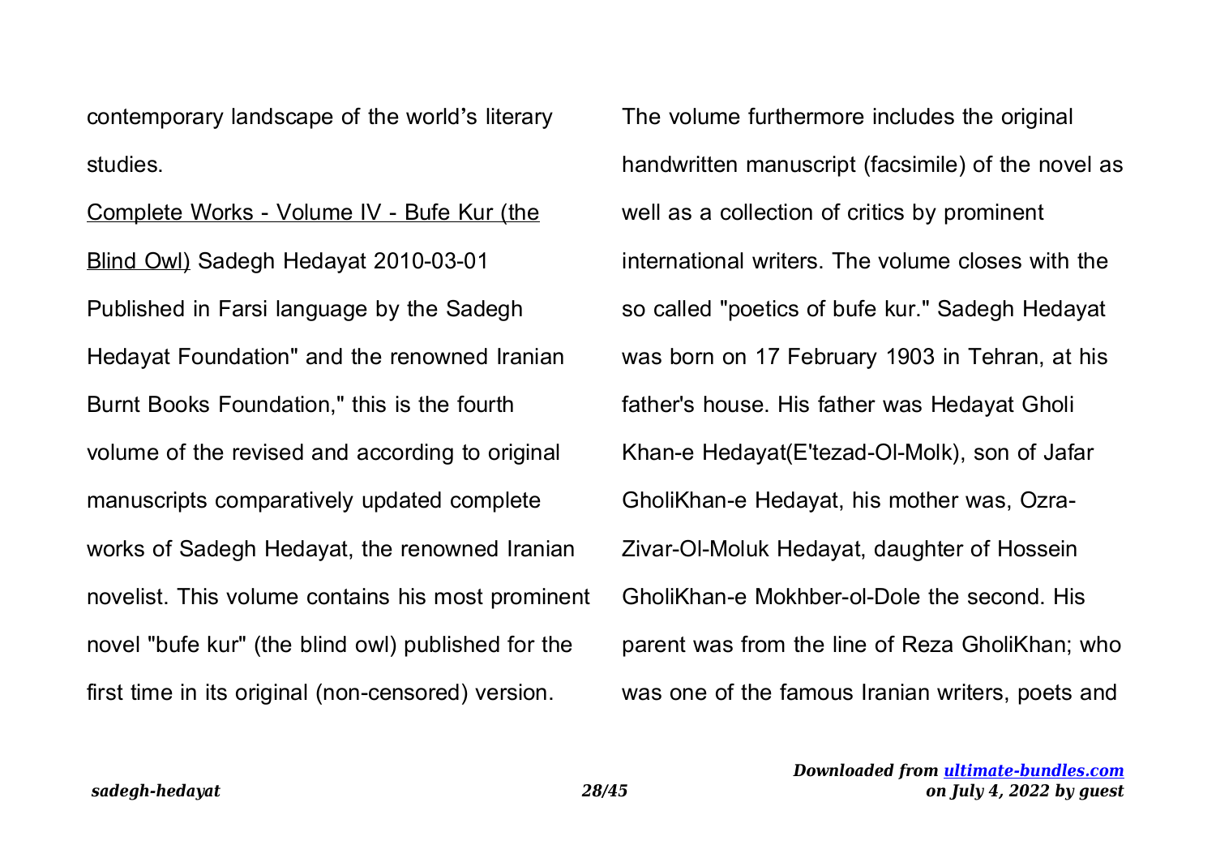contemporary landscape of the world's literary studies.

Complete Works - Volume IV - Bufe Kur (the Blind Owl) Sadegh Hedayat 2010-03-01 Published in Farsi language by the Sadegh Hedayat Foundation" and the renowned Iranian Burnt Books Foundation," this is the fourth volume of the revised and according to original manuscripts comparatively updated complete works of Sadegh Hedayat, the renowned Iranian novelist. This volume contains his most prominent novel "bufe kur" (the blind owl) published for the first time in its original (non-censored) version. The volume furthermore includes the original handwritten manuscript (facsimile) of the novel as well as a collection of critics by prominent international writers. The volume closes with the so called "poetics of bufe kur." Sadegh Hedayat was born on 17 February 1903 in Tehran, at his father's house. His father was Hedayat Gholi Khan-e Hedayat(E'tezad-Ol-Molk), son of Jafar GholiKhan-e Hedayat, his mother was, Ozra-Zivar-Ol-Moluk Hedayat, daughter of Hossein GholiKhan-e Mokhber-ol-Dole the second. His parent was from the line of Reza GholiKhan; who was one of the famous Iranian writers, poets and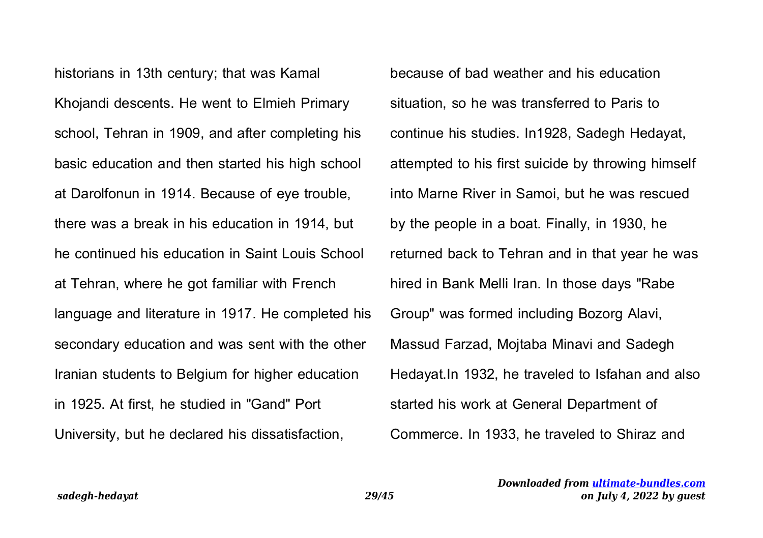historians in 13th century; that was Kamal Khojandi descents. He went to Elmieh Primary school, Tehran in 1909, and after completing his basic education and then started his high school at Darolfonun in 1914. Because of eye trouble, there was a break in his education in 1914, but he continued his education in Saint Louis School at Tehran, where he got familiar with French language and literature in 1917. He completed his secondary education and was sent with the other Iranian students to Belgium for higher education in 1925. At first, he studied in "Gand" Port University, but he declared his dissatisfaction, because of bad weather and his education situation, so he was transferred to Paris to continue his studies. In1928, Sadegh Hedayat, attempted to his first suicide by throwing himself into Marne River in Samoi, but he was rescued by the people in a boat. Finally, in 1930, he returned back to Tehran and in that year he was hired in Bank Melli Iran. In those days "Rabe Group" was formed including Bozorg Alavi, Massud Farzad, Mojtaba Minavi and Sadegh Hedayat.In 1932, he traveled to Isfahan and also started his work at General Department of Commerce. In 1933, he traveled to Shiraz and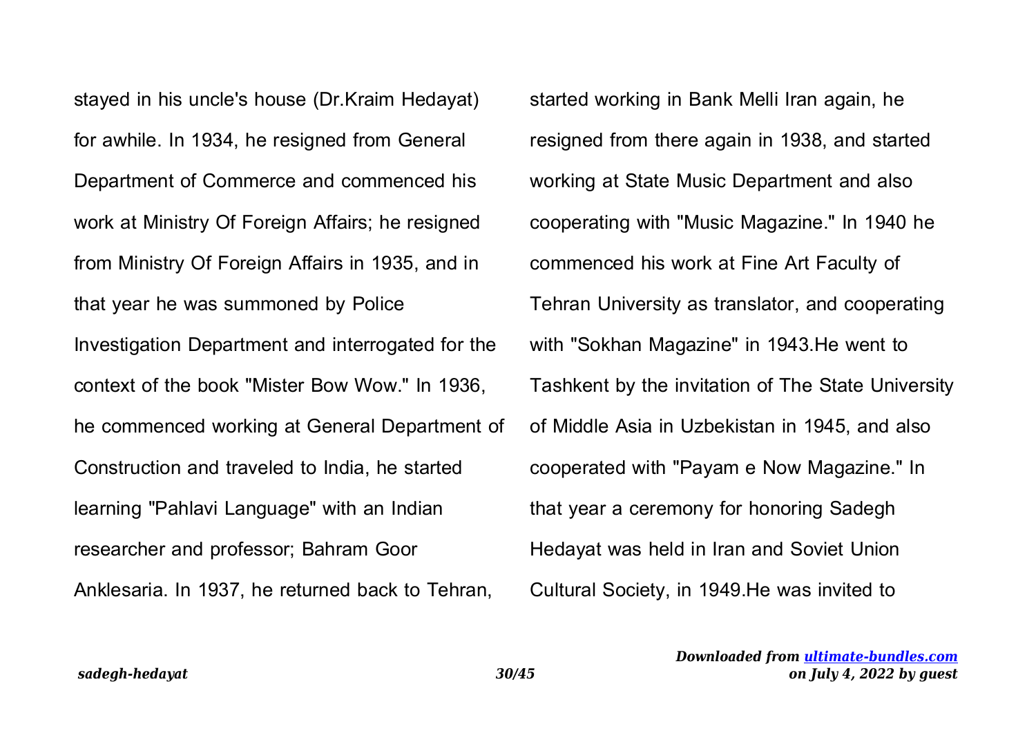stayed in his uncle's house (Dr.Kraim Hedayat) for awhile. In 1934, he resigned from General Department of Commerce and commenced his work at Ministry Of Foreign Affairs; he resigned from Ministry Of Foreign Affairs in 1935, and in that year he was summoned by Police Investigation Department and interrogated for the context of the book "Mister Bow Wow." In 1936, he commenced working at General Department of Construction and traveled to India, he started learning "Pahlavi Language" with an Indian researcher and professor; Bahram Goor Anklesaria. In 1937, he returned back to Tehran, started working in Bank Melli Iran again, he resigned from there again in 1938, and started working at State Music Department and also cooperating with "Music Magazine." In 1940 he commenced his work at Fine Art Faculty of Tehran University as translator, and cooperating with "Sokhan Magazine" in 1943.He went to Tashkent by the invitation of The State University of Middle Asia in Uzbekistan in 1945, and also cooperated with "Payam e Now Magazine." In that year a ceremony for honoring Sadegh Hedayat was held in Iran and Soviet Union Cultural Society, in 1949.He was invited to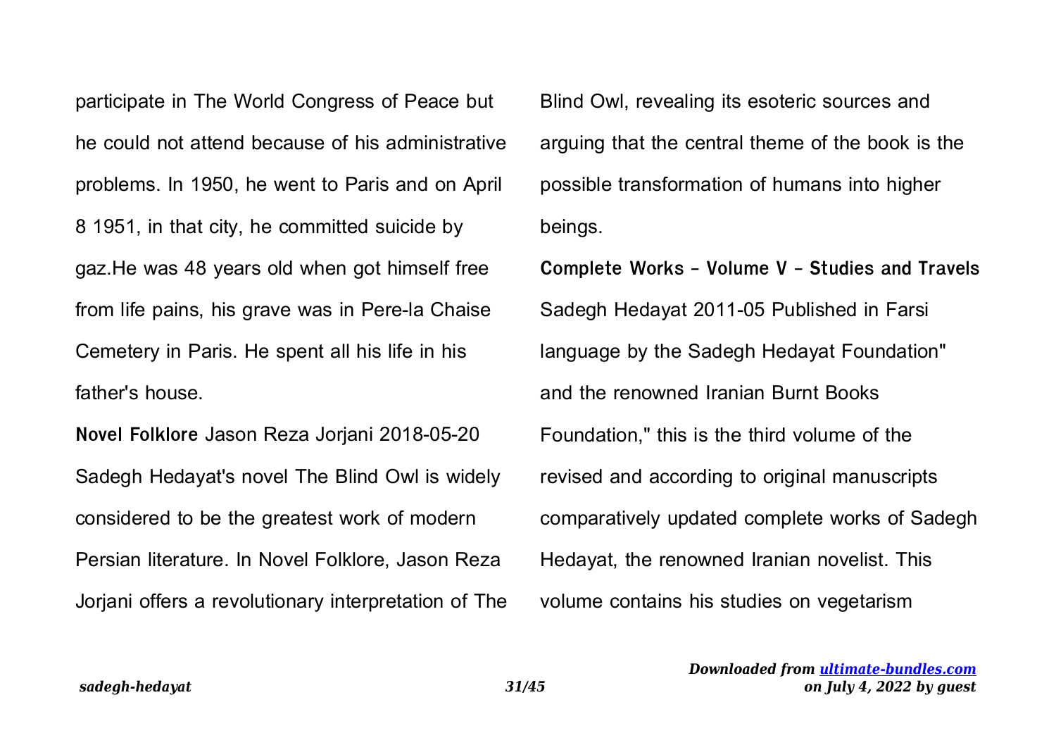participate in The World Congress of Peace but he could not attend because of his administrative problems. In 1950, he went to Paris and on April 8 1951, in that city, he committed suicide by gaz.He was 48 years old when got himself free from life pains, his grave was in Pere-la Chaise Cemetery in Paris. He spent all his life in his father's house.

**Novel Folklore** Jason Reza Jorjani 2018-05-20 Sadegh Hedayat's novel The Blind Owl is widely considered to be the greatest work of modern Persian literature. In Novel Folklore, Jason Reza Jorjani offers a revolutionary interpretation of The Blind Owl, revealing its esoteric sources and arguing that the central theme of the book is the possible transformation of humans into higher beings.

**Complete Works - Volume V - Studies and Travels** Sadegh Hedayat 2011-05 Published in Farsi language by the Sadegh Hedayat Foundation" and the renowned Iranian Burnt Books Foundation," this is the third volume of the revised and according to original manuscripts comparatively updated complete works of Sadegh Hedayat, the renowned Iranian novelist. This volume contains his studies on vegetarism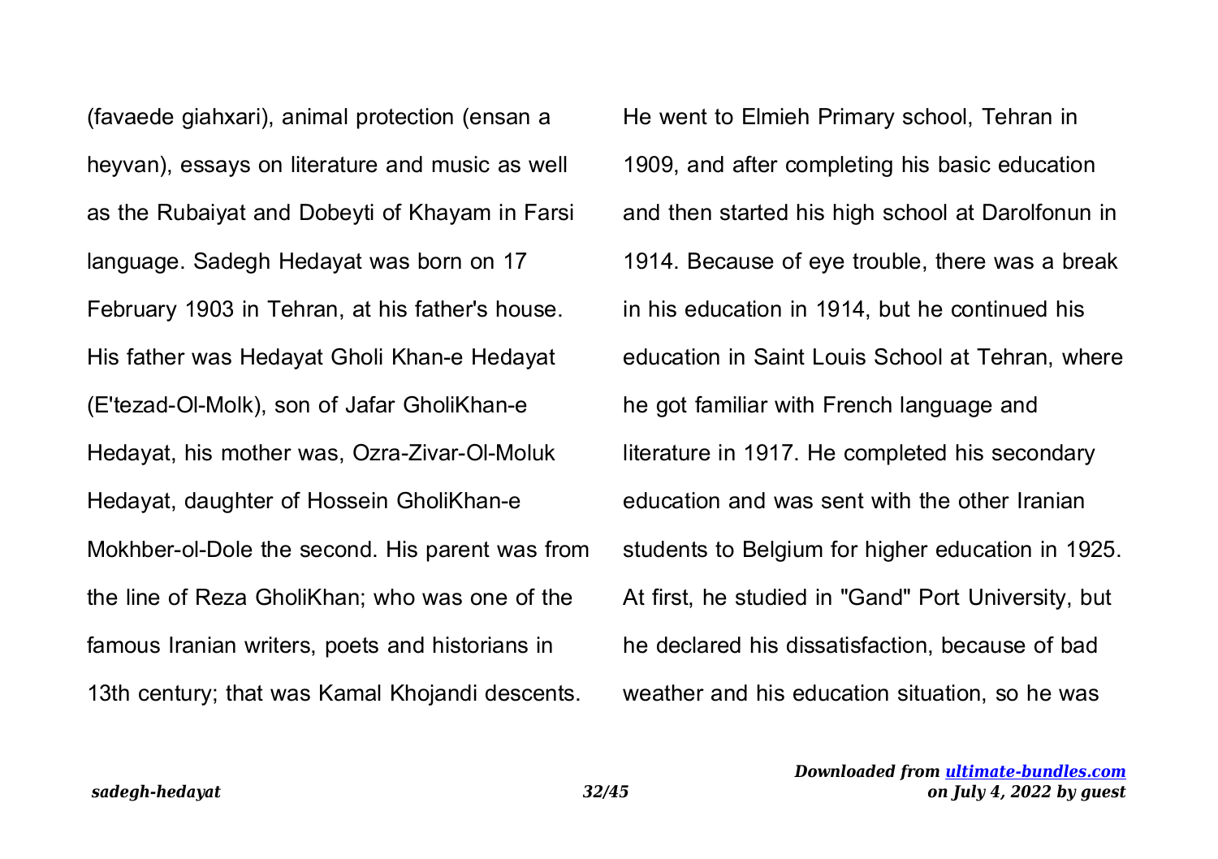(favaede giahxari), animal protection (ensan a heyvan), essays on literature and music as well as the Rubaiyat and Dobeyti of Khayam in Farsi language. Sadegh Hedayat was born on 17 February 1903 in Tehran, at his father's house. His father was Hedayat Gholi Khan-e Hedayat (E'tezad-Ol-Molk), son of Jafar GholiKhan-e Hedayat, his mother was, Ozra-Zivar-Ol-Moluk Hedayat, daughter of Hossein GholiKhan-e Mokhber-ol-Dole the second. His parent was from the line of Reza GholiKhan; who was one of the famous Iranian writers, poets and historians in 13th century; that was Kamal Khojandi descents. He went to Elmieh Primary school, Tehran in 1909, and after completing his basic education and then started his high school at Darolfonun in 1914. Because of eye trouble, there was a break in his education in 1914, but he continued his education in Saint Louis School at Tehran, where he got familiar with French language and literature in 1917. He completed his secondary education and was sent with the other Iranian students to Belgium for higher education in 1925. At first, he studied in "Gand" Port University, but he declared his dissatisfaction, because of bad weather and his education situation, so he was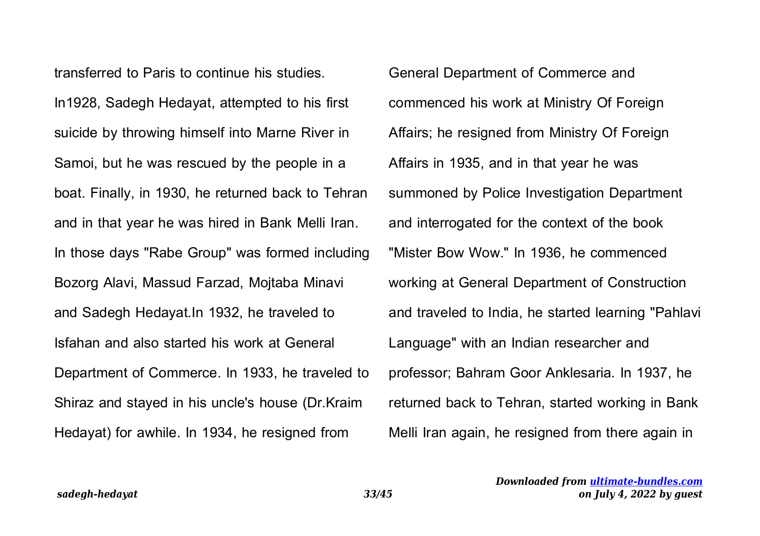transferred to Paris to continue his studies. In1928, Sadegh Hedayat, attempted to his first suicide by throwing himself into Marne River in Samoi, but he was rescued by the people in a boat. Finally, in 1930, he returned back to Tehran and in that year he was hired in Bank Melli Iran. In those days "Rabe Group" was formed including Bozorg Alavi, Massud Farzad, Mojtaba Minavi and Sadegh Hedayat.In 1932, he traveled to Isfahan and also started his work at General Department of Commerce. In 1933, he traveled to Shiraz and stayed in his uncle's house (Dr.Kraim Hedayat) for awhile. In 1934, he resigned from General Department of Commerce and commenced his work at Ministry Of Foreign Affairs; he resigned from Ministry Of Foreign Affairs in 1935, and in that year he was summoned by Police Investigation Department and interrogated for the context of the book "Mister Bow Wow." In 1936, he commenced working at General Department of Construction and traveled to India, he started learning "Pahlavi Language" with an Indian researcher and professor; Bahram Goor Anklesaria. In 1937, he returned back to Tehran, started working in Bank Melli Iran again, he resigned from there again in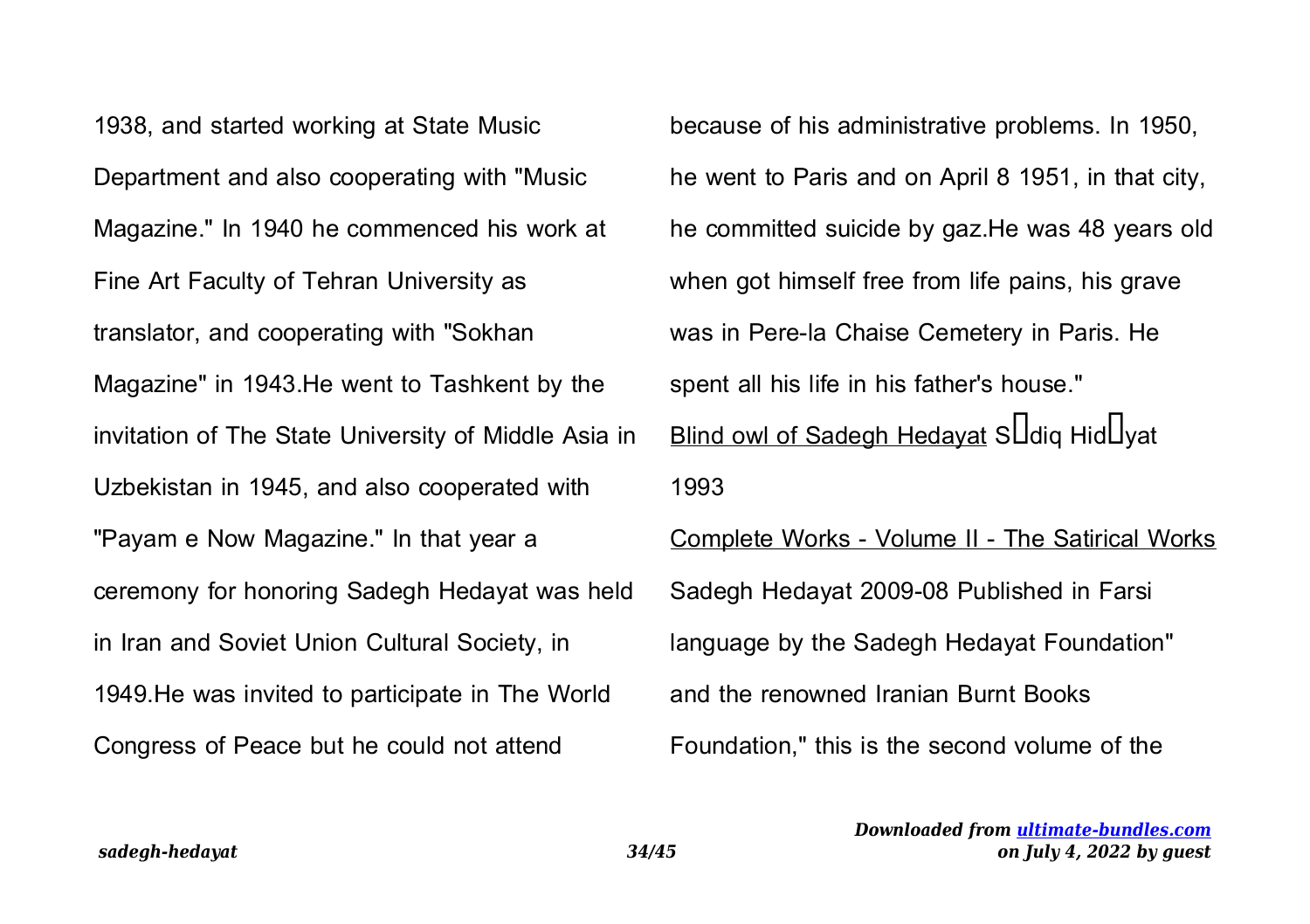1938, and started working at State Music Department and also cooperating with "Music Magazine." In 1940 he commenced his work at Fine Art Faculty of Tehran University as translator, and cooperating with "Sokhan Magazine" in 1943.He went to Tashkent by the invitation of The State University of Middle Asia in Uzbekistan in 1945, and also cooperated with "Payam e Now Magazine." In that year a ceremony for honoring Sadegh Hedayat was held in Iran and Soviet Union Cultural Society, in 1949.He was invited to participate in The World Congress of Peace but he could not attend because of his administrative problems. In 1950, he went to Paris and on April 8 1951, in that city, he committed suicide by gaz.He was 48 years old when got himself free from life pains, his grave was in Pere-la Chaise Cemetery in Paris. He spent all his life in his father's house."

Blind owl of Sadegh Hedayat S�diq Hid�yat 1993

Complete Works - Volume II - The Satirical Works Sadegh Hedayat 2009-08 Published in Farsi language by the Sadegh Hedayat Foundation" and the renowned Iranian Burnt Books Foundation," this is the second volume of the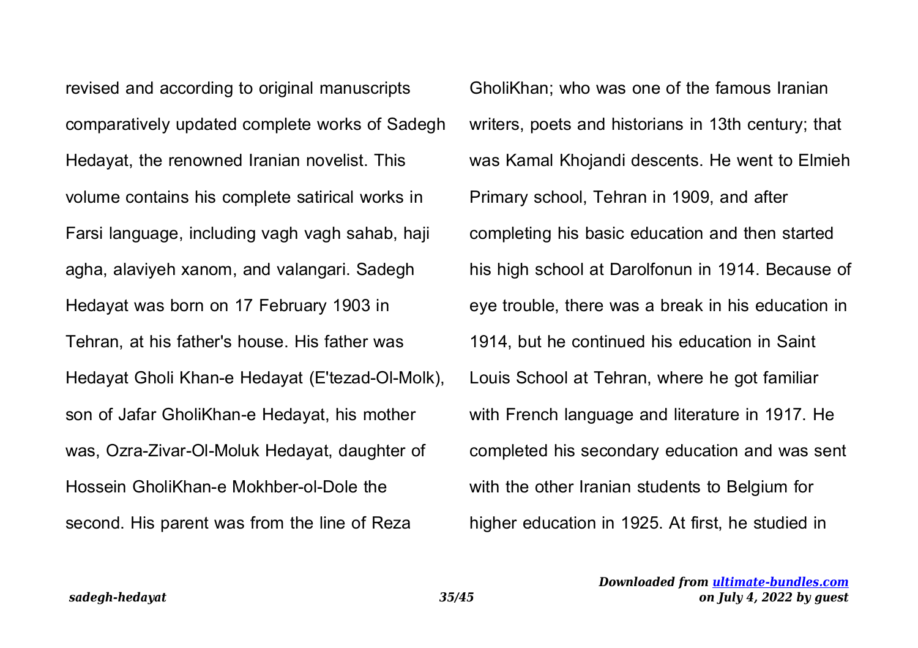revised and according to original manuscripts comparatively updated complete works of Sadegh Hedayat, the renowned Iranian novelist. This volume contains his complete satirical works in Farsi language, including vagh vagh sahab, haji agha, alaviyeh xanom, and valangari. Sadegh Hedayat was born on 17 February 1903 in Tehran, at his father's house. His father was Hedayat Gholi Khan-e Hedayat (E'tezad-Ol-Molk), son of Jafar GholiKhan-e Hedayat, his mother was, Ozra-Zivar-Ol-Moluk Hedayat, daughter of Hossein GholiKhan-e Mokhber-ol-Dole the second. His parent was from the line of Reza GholiKhan; who was one of the famous Iranian writers, poets and historians in 13th century; that was Kamal Khojandi descents. He went to Elmieh Primary school, Tehran in 1909, and after completing his basic education and then started his high school at Darolfonun in 1914. Because of eye trouble, there was a break in his education in 1914, but he continued his education in Saint Louis School at Tehran, where he got familiar with French language and literature in 1917. He completed his secondary education and was sent with the other Iranian students to Belgium for higher education in 1925. At first, he studied in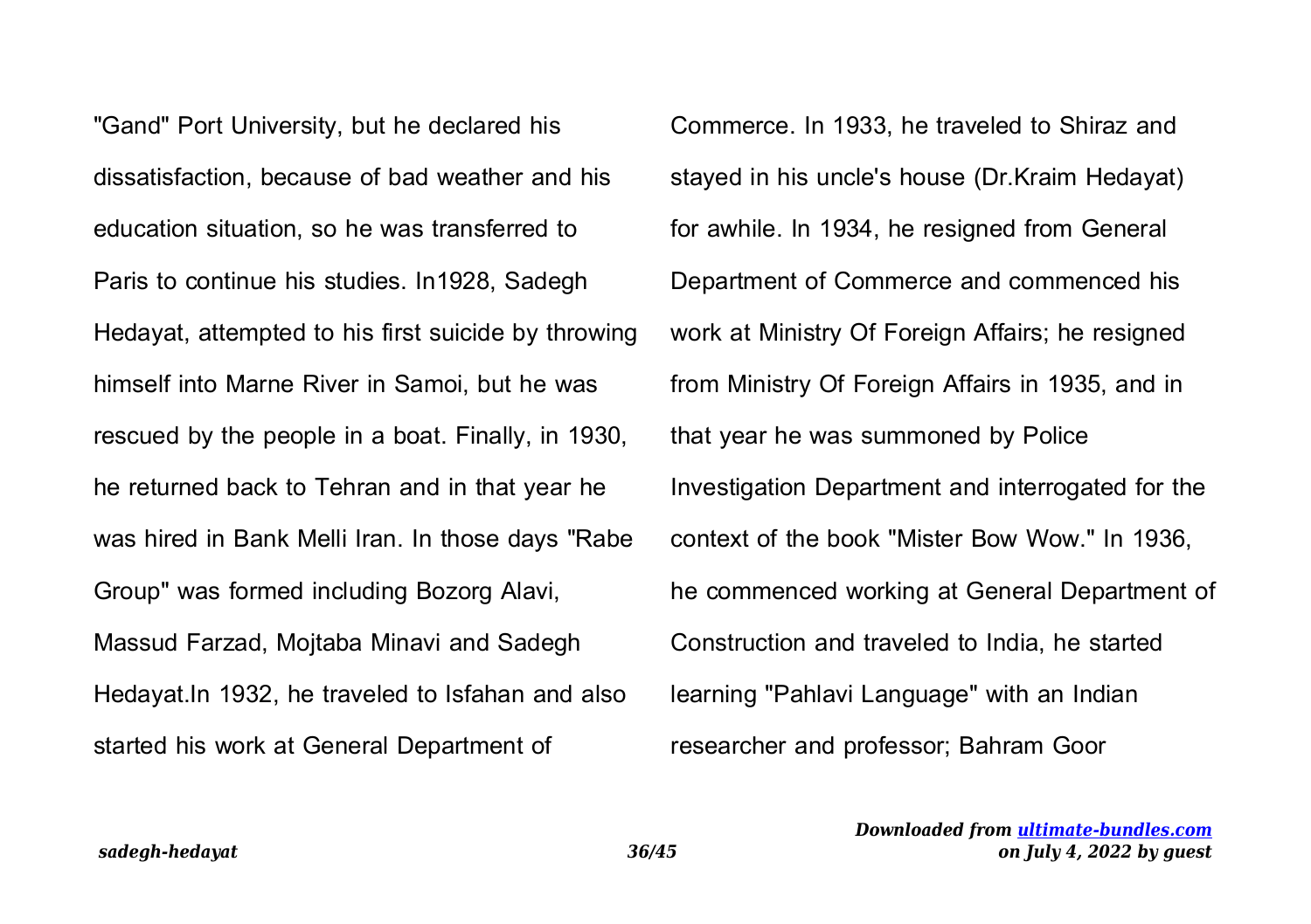"Gand" Port University, but he declared his dissatisfaction, because of bad weather and his education situation, so he was transferred to Paris to continue his studies. In1928, Sadegh Hedayat, attempted to his first suicide by throwing himself into Marne River in Samoi, but he was rescued by the people in a boat. Finally, in 1930, he returned back to Tehran and in that year he was hired in Bank Melli Iran. In those days "Rabe Group" was formed including Bozorg Alavi, Massud Farzad, Mojtaba Minavi and Sadegh Hedayat.In 1932, he traveled to Isfahan and also started his work at General Department of Commerce. In 1933, he traveled to Shiraz and stayed in his uncle's house (Dr.Kraim Hedayat) for awhile. In 1934, he resigned from General Department of Commerce and commenced his work at Ministry Of Foreign Affairs; he resigned from Ministry Of Foreign Affairs in 1935, and in that year he was summoned by Police Investigation Department and interrogated for the context of the book "Mister Bow Wow." In 1936, he commenced working at General Department of Construction and traveled to India, he started learning "Pahlavi Language" with an Indian researcher and professor; Bahram Goor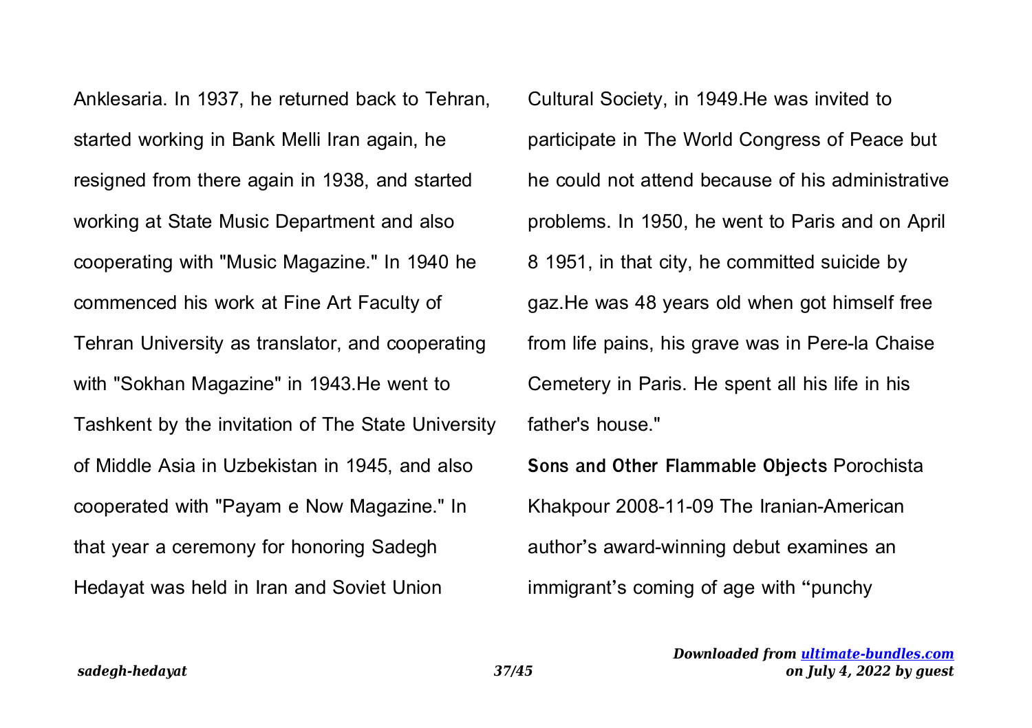Anklesaria. In 1937, he returned back to Tehran, started working in Bank Melli Iran again, he resigned from there again in 1938, and started working at State Music Department and also cooperating with "Music Magazine." In 1940 he commenced his work at Fine Art Faculty of Tehran University as translator, and cooperating with "Sokhan Magazine" in 1943.He went to Tashkent by the invitation of The State University of Middle Asia in Uzbekistan in 1945, and also cooperated with "Payam e Now Magazine." In that year a ceremony for honoring Sadegh Hedayat was held in Iran and Soviet Union Cultural Society, in 1949.He was invited to participate in The World Congress of Peace but he could not attend because of his administrative problems. In 1950, he went to Paris and on April 8 1951, in that city, he committed suicide by gaz.He was 48 years old when got himself free from life pains, his grave was in Pere-la Chaise Cemetery in Paris. He spent all his life in his father's house."

**Sons and Other Flammable Objects** Porochista Khakpour 2008-11-09 The Iranian-American author's award-winning debut examines an immigrant's coming of age with "punchy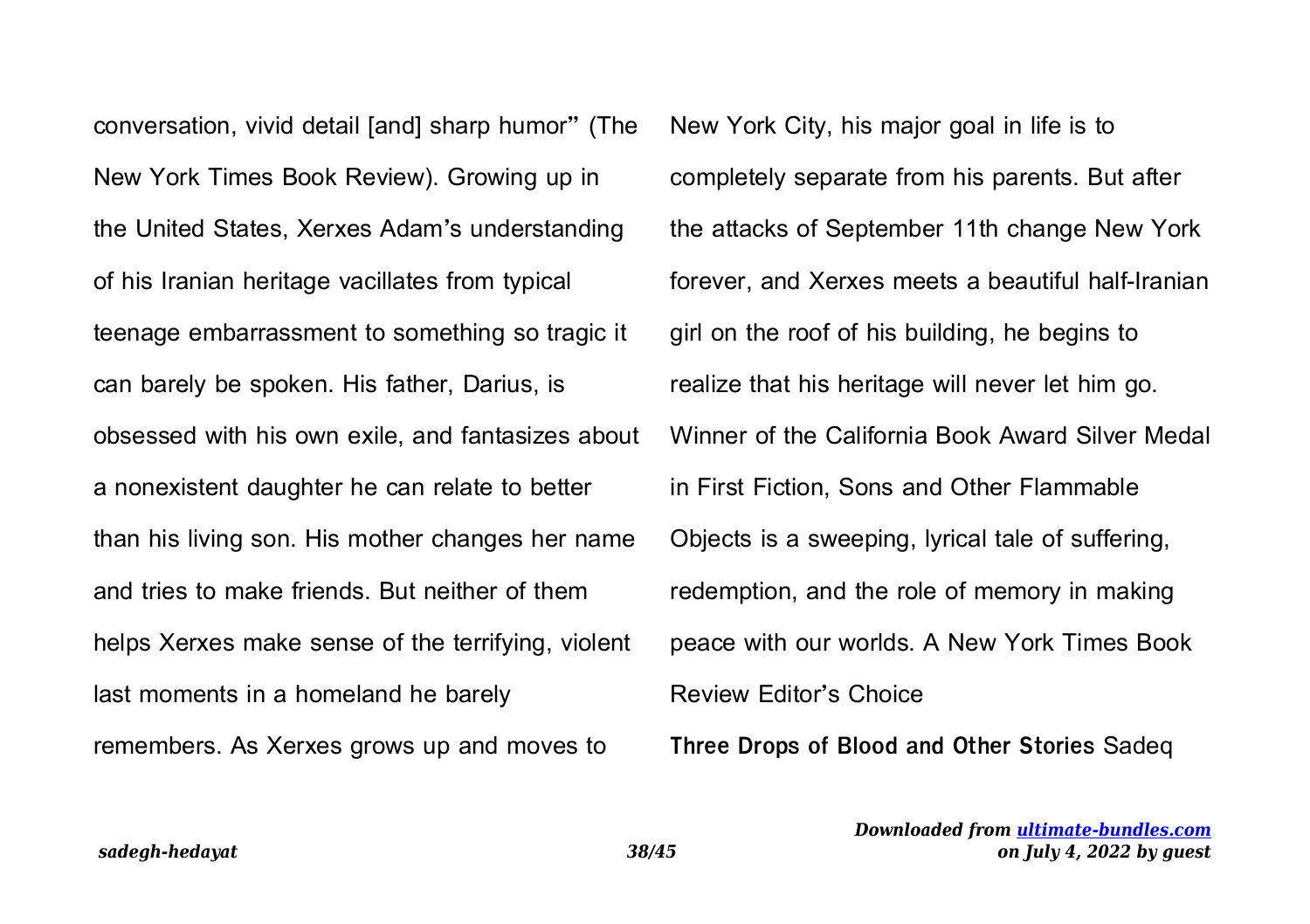conversation, vivid detail [and] sharp humor" (The New York Times Book Review). Growing up in the United States, Xerxes Adam's understanding of his Iranian heritage vacillates from typical teenage embarrassment to something so tragic it can barely be spoken. His father, Darius, is obsessed with his own exile, and fantasizes about a nonexistent daughter he can relate to better than his living son. His mother changes her name and tries to make friends. But neither of them helps Xerxes make sense of the terrifying, violent last moments in a homeland he barely remembers. As Xerxes grows up and moves to New York City, his major goal in life is to completely separate from his parents. But after the attacks of September 11th change New York forever, and Xerxes meets a beautiful half-Iranian girl on the roof of his building, he begins to realize that his heritage will never let him go. Winner of the California Book Award Silver Medal in First Fiction, Sons and Other Flammable Objects is a sweeping, lyrical tale of suffering, redemption, and the role of memory in making peace with our worlds. A New York Times Book Review Editor's Choice

**Three Drops of Blood and Other Stories** Sadeq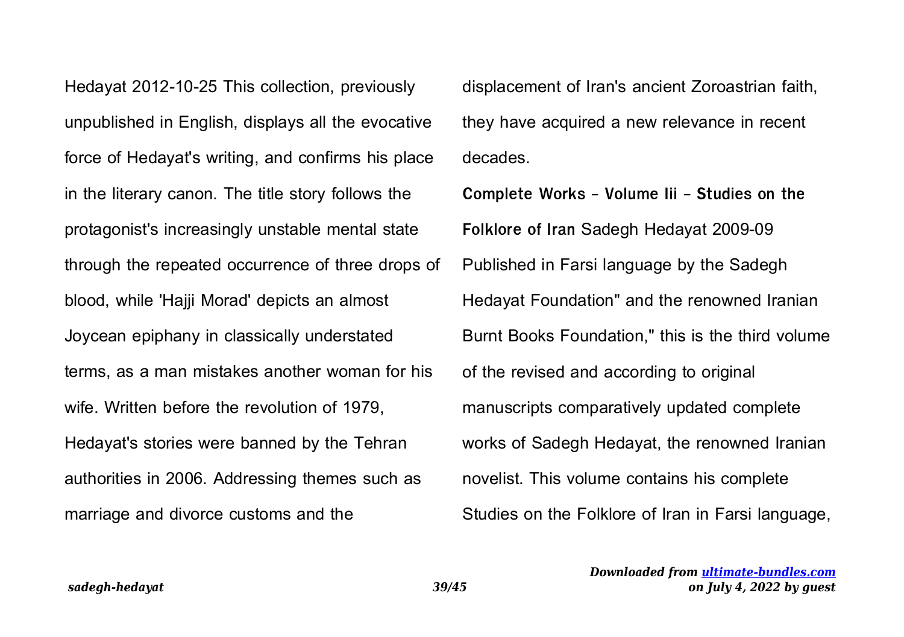Hedayat 2012-10-25 This collection, previously unpublished in English, displays all the evocative force of Hedayat's writing, and confirms his place in the literary canon. The title story follows the protagonist's increasingly unstable mental state through the repeated occurrence of three drops of blood, while 'Hajji Morad' depicts an almost Joycean epiphany in classically understated terms, as a man mistakes another woman for his wife. Written before the revolution of 1979, Hedayat's stories were banned by the Tehran authorities in 2006. Addressing themes such as marriage and divorce customs and the displacement of Iran's ancient Zoroastrian faith, they have acquired a new relevance in recent decades.

**Complete Works - Volume Iii - Studies on the Folklore of Iran** Sadegh Hedayat 2009-09 Published in Farsi language by the Sadegh Hedayat Foundation" and the renowned Iranian Burnt Books Foundation," this is the third volume of the revised and according to original manuscripts comparatively updated complete works of Sadegh Hedayat, the renowned Iranian novelist. This volume contains his complete Studies on the Folklore of Iran in Farsi language,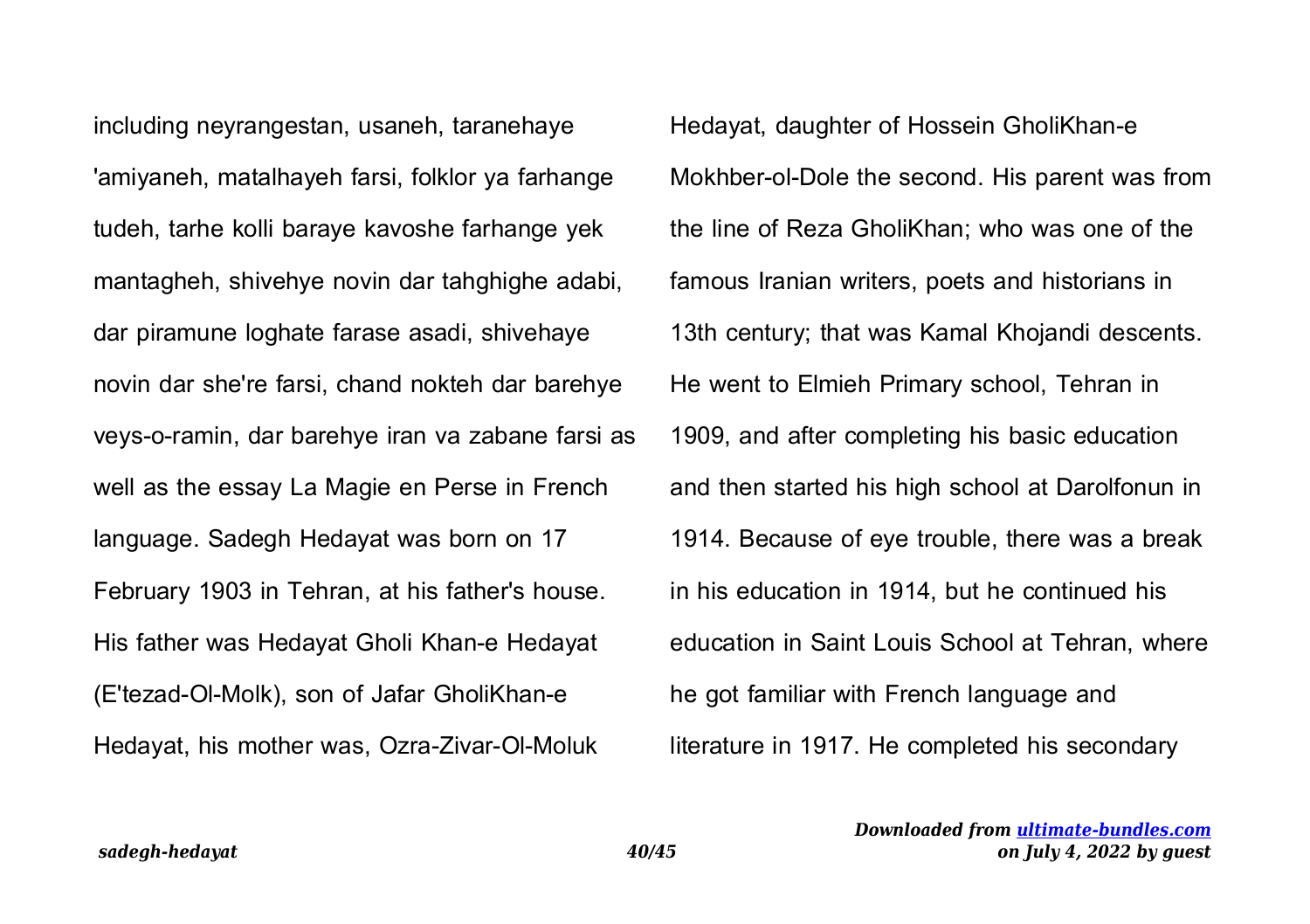including neyrangestan, usaneh, taranehaye 'amiyaneh, matalhayeh farsi, folklor ya farhange tudeh, tarhe kolli baraye kavoshe farhange yek mantagheh, shivehye novin dar tahghighe adabi, dar piramune loghate farase asadi, shivehaye novin dar she're farsi, chand nokteh dar barehye veys-o-ramin, dar barehye iran va zabane farsi as well as the essay La Magie en Perse in French language. Sadegh Hedayat was born on 17 February 1903 in Tehran, at his father's house. His father was Hedayat Gholi Khan-e Hedayat (E'tezad-Ol-Molk), son of Jafar GholiKhan-e Hedayat, his mother was, Ozra-Zivar-Ol-Moluk Hedayat, daughter of Hossein GholiKhan-e Mokhber-ol-Dole the second. His parent was from the line of Reza GholiKhan; who was one of the famous Iranian writers, poets and historians in 13th century; that was Kamal Khojandi descents. He went to Elmieh Primary school, Tehran in 1909, and after completing his basic education and then started his high school at Darolfonun in 1914. Because of eye trouble, there was a break in his education in 1914, but he continued his education in Saint Louis School at Tehran, where he got familiar with French language and literature in 1917. He completed his secondary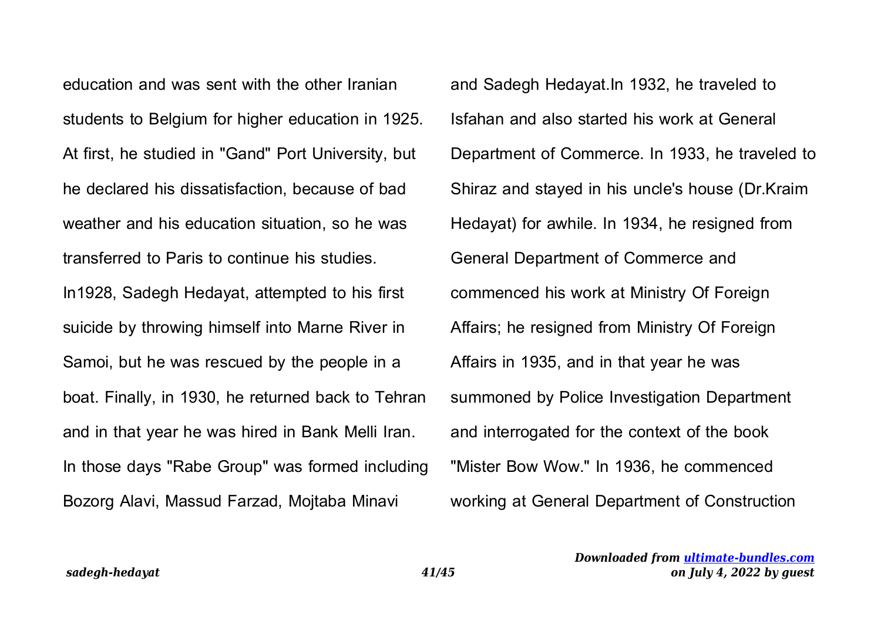education and was sent with the other Iranian students to Belgium for higher education in 1925. At first, he studied in "Gand" Port University, but he declared his dissatisfaction, because of bad weather and his education situation, so he was transferred to Paris to continue his studies. In1928, Sadegh Hedayat, attempted to his first suicide by throwing himself into Marne River in Samoi, but he was rescued by the people in a boat. Finally, in 1930, he returned back to Tehran and in that year he was hired in Bank Melli Iran. In those days "Rabe Group" was formed including Bozorg Alavi, Massud Farzad, Mojtaba Minavi and Sadegh Hedayat.In 1932, he traveled to Isfahan and also started his work at General Department of Commerce. In 1933, he traveled to Shiraz and stayed in his uncle's house (Dr.Kraim Hedayat) for awhile. In 1934, he resigned from General Department of Commerce and commenced his work at Ministry Of Foreign Affairs; he resigned from Ministry Of Foreign Affairs in 1935, and in that year he was summoned by Police Investigation Department and interrogated for the context of the book "Mister Bow Wow." In 1936, he commenced working at General Department of Construction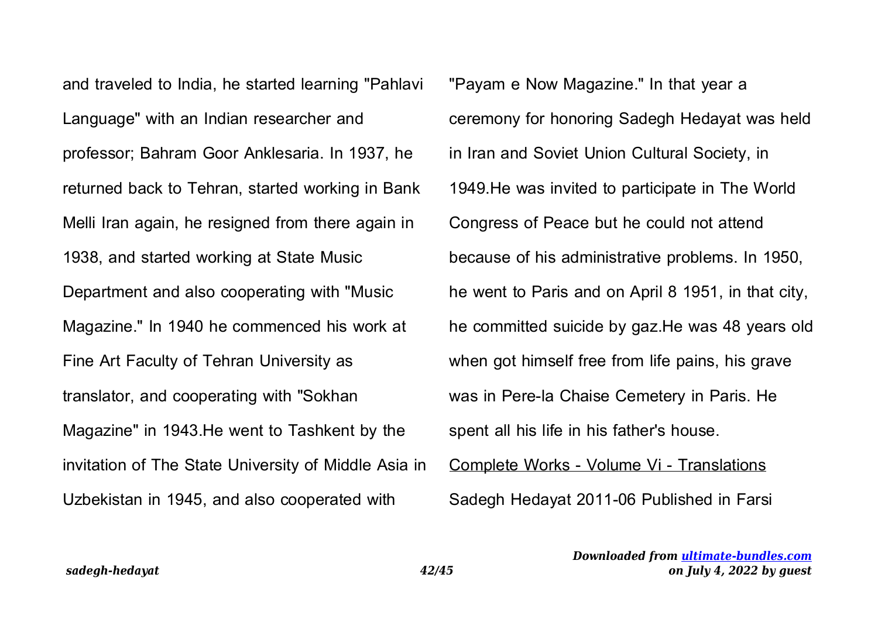and traveled to India, he started learning "Pahlavi Language" with an Indian researcher and professor; Bahram Goor Anklesaria. In 1937, he returned back to Tehran, started working in Bank Melli Iran again, he resigned from there again in 1938, and started working at State Music Department and also cooperating with "Music Magazine." In 1940 he commenced his work at Fine Art Faculty of Tehran University as translator, and cooperating with "Sokhan Magazine" in 1943.He went to Tashkent by the invitation of The State University of Middle Asia in Uzbekistan in 1945, and also cooperated with "Payam e Now Magazine." In that year a ceremony for honoring Sadegh Hedayat was held in Iran and Soviet Union Cultural Society, in 1949.He was invited to participate in The World Congress of Peace but he could not attend because of his administrative problems. In 1950, he went to Paris and on April 8 1951, in that city, he committed suicide by gaz.He was 48 years old when got himself free from life pains, his grave was in Pere-la Chaise Cemetery in Paris. He spent all his life in his father's house.

Complete Works - Volume Vi - Translations

Sadegh Hedayat 2011-06 Published in Farsi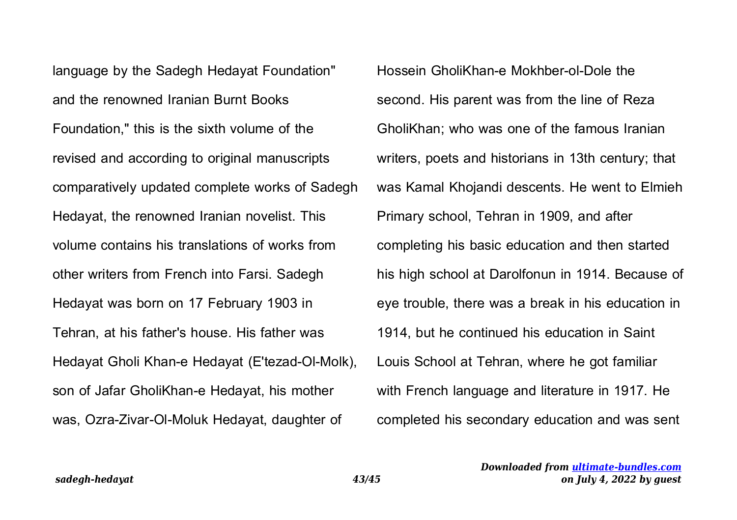language by the Sadegh Hedayat Foundation" and the renowned Iranian Burnt Books Foundation," this is the sixth volume of the revised and according to original manuscripts comparatively updated complete works of Sadegh Hedayat, the renowned Iranian novelist. This volume contains his translations of works from other writers from French into Farsi. Sadegh Hedayat was born on 17 February 1903 in Tehran, at his father's house. His father was Hedayat Gholi Khan-e Hedayat (E'tezad-Ol-Molk), son of Jafar GholiKhan-e Hedayat, his mother was, Ozra-Zivar-Ol-Moluk Hedayat, daughter of Hossein GholiKhan-e Mokhber-ol-Dole the second. His parent was from the line of Reza GholiKhan; who was one of the famous Iranian writers, poets and historians in 13th century; that was Kamal Khojandi descents. He went to Elmieh Primary school, Tehran in 1909, and after completing his basic education and then started his high school at Darolfonun in 1914. Because of eye trouble, there was a break in his education in 1914, but he continued his education in Saint Louis School at Tehran, where he got familiar with French language and literature in 1917. He completed his secondary education and was sent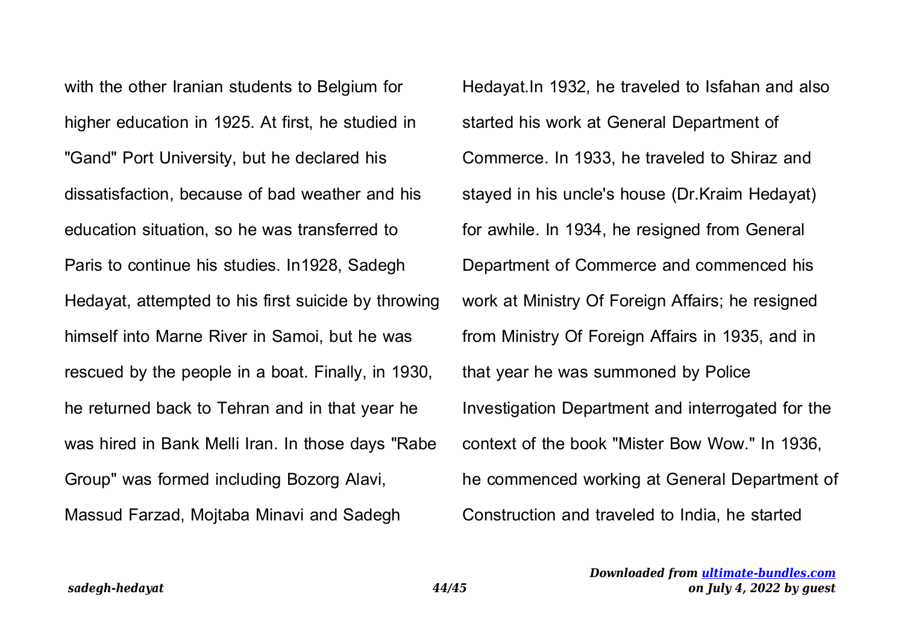with the other Iranian students to Belgium for higher education in 1925. At first, he studied in "Gand" Port University, but he declared his dissatisfaction, because of bad weather and his education situation, so he was transferred to Paris to continue his studies. In1928, Sadegh Hedayat, attempted to his first suicide by throwing himself into Marne River in Samoi, but he was rescued by the people in a boat. Finally, in 1930, he returned back to Tehran and in that year he was hired in Bank Melli Iran. In those days "Rabe Group" was formed including Bozorg Alavi, Massud Farzad, Mojtaba Minavi and Sadegh Hedayat.In 1932, he traveled to Isfahan and also started his work at General Department of Commerce. In 1933, he traveled to Shiraz and stayed in his uncle's house (Dr.Kraim Hedayat) for awhile. In 1934, he resigned from General Department of Commerce and commenced his work at Ministry Of Foreign Affairs; he resigned from Ministry Of Foreign Affairs in 1935, and in that year he was summoned by Police Investigation Department and interrogated for the context of the book "Mister Bow Wow." In 1936, he commenced working at General Department of Construction and traveled to India, he started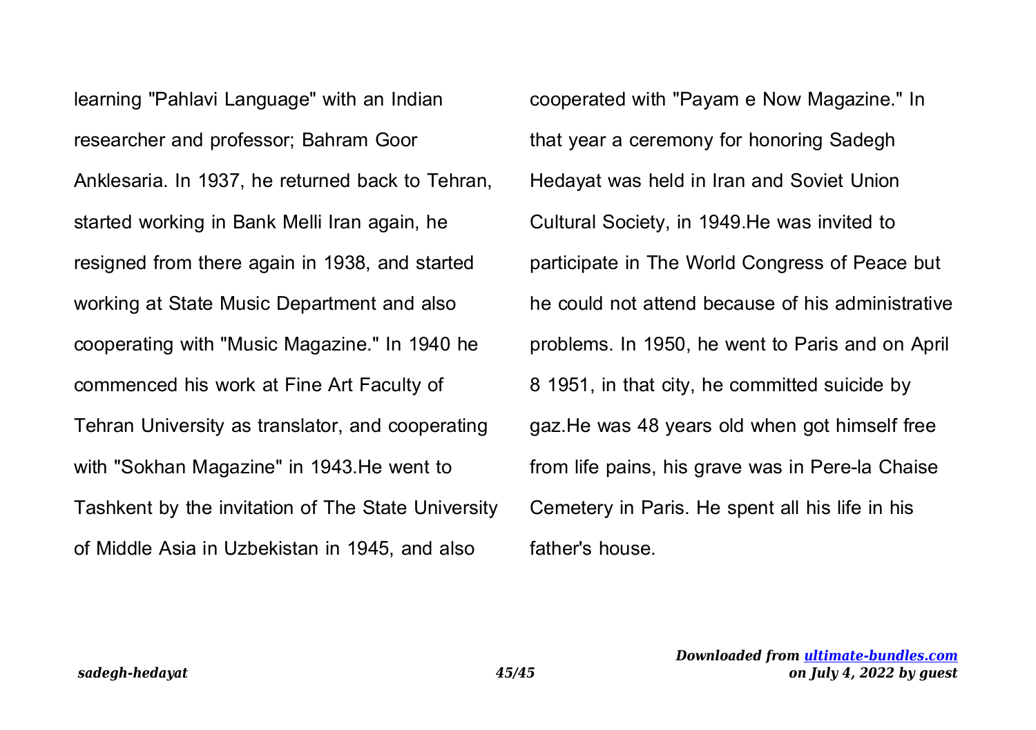learning "Pahlavi Language" with an Indian researcher and professor; Bahram Goor Anklesaria. In 1937, he returned back to Tehran, started working in Bank Melli Iran again, he resigned from there again in 1938, and started working at State Music Department and also cooperating with "Music Magazine." In 1940 he commenced his work at Fine Art Faculty of Tehran University as translator, and cooperating with "Sokhan Magazine" in 1943.He went to Tashkent by the invitation of The State University of Middle Asia in Uzbekistan in 1945, and also cooperated with "Payam e Now Magazine." In that year a ceremony for honoring Sadegh Hedayat was held in Iran and Soviet Union Cultural Society, in 1949.He was invited to participate in The World Congress of Peace but he could not attend because of his administrative problems. In 1950, he went to Paris and on April 8 1951, in that city, he committed suicide by gaz.He was 48 years old when got himself free from life pains, his grave was in Pere-la Chaise Cemetery in Paris. He spent all his life in his father's house.